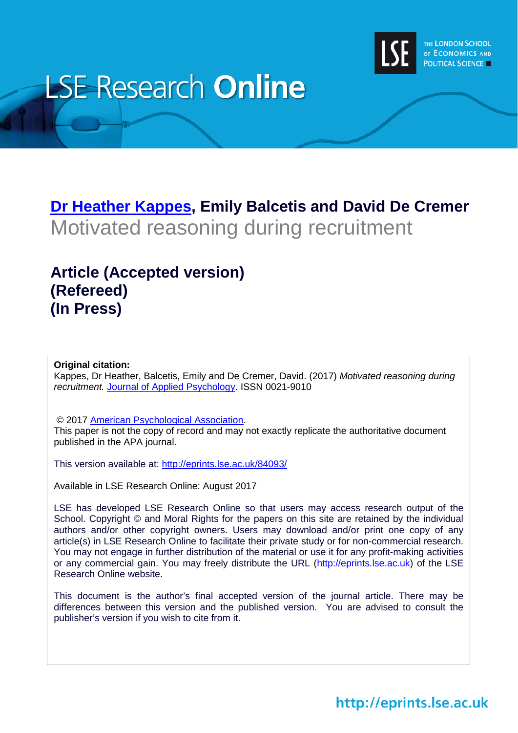# LSE Research **Online**

THE LONDON SCHOOL OF ECONOMICS AND POLITICAL SCIENCE

**[Dr Heather Kappes](), Emily Balcetis and David De Cremer**

## Motivated reasoning during recruitment

## Article (Accepted version) (Refereed) (In Press)

**Original citation:**
Kappes, Dr Heather, Balcetis, Emily and De Cremer, David. (2017) *Motivated reasoning during recruitment.* Journal of Applied Psychology. ISSN 0021-9010

© 2017 American Psychological Association.
This paper is not the copy of record and may not exactly replicate the authoritative document published in the APA journal.

This version available at: http://eprints.lse.ac.uk/84093/

Available in LSE Research Online: August 2017

LSE has developed LSE Research Online so that users may access research output of the School. Copyright © and Moral Rights for the papers on this site are retained by the individual authors and/or other copyright owners. Users may download and/or print one copy of any article(s) in LSE Research Online to facilitate their private study or for non-commercial research. You may not engage in further distribution of the material or use it for any profit-making activities or any commercial gain. You may freely distribute the URL (http://eprints.lse.ac.uk) of the LSE Research Online website.

This document is the author's final accepted version of the journal article. There may be differences between this version and the published version. You are advised to consult the publisher's version if you wish to cite from it.

http://eprints.lse.ac.uk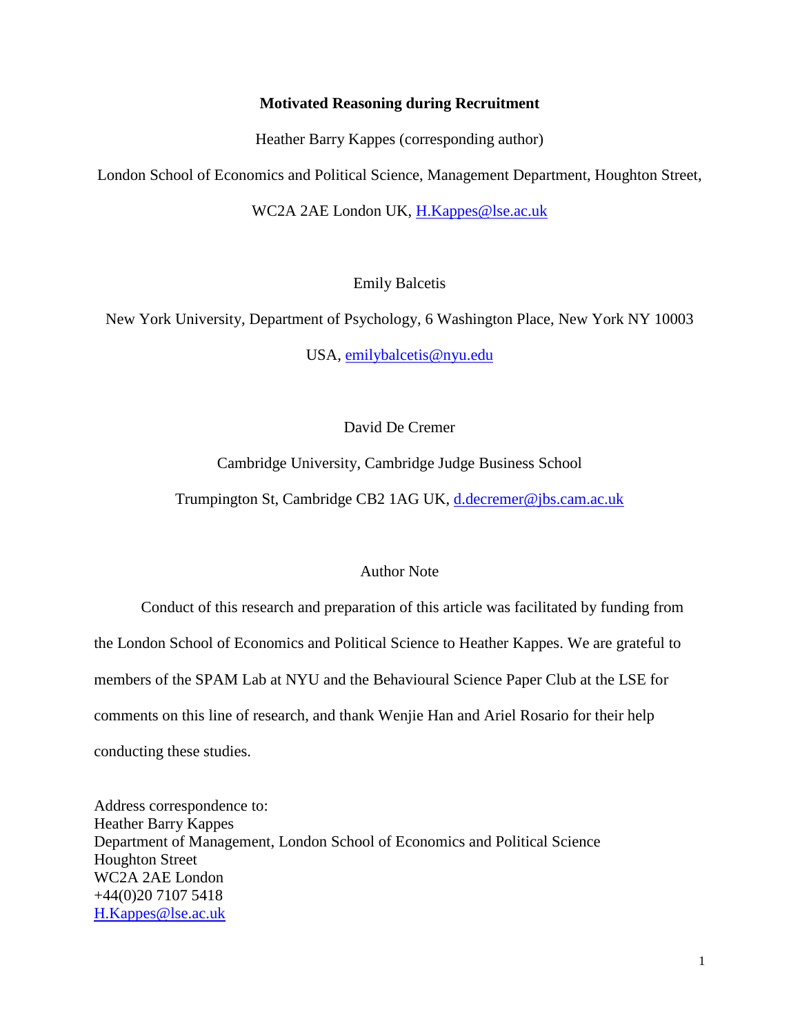# Motivated Reasoning during Recruitment

Heather Barry Kappes (corresponding author)

London School of Economics and Political Science, Management Department, Houghton Street, WC2A 2AE London UK, H.Kappes@lse.ac.uk

Emily Balcetis

New York University, Department of Psychology, 6 Washington Place, New York NY 10003 USA, emilybalcetis@nyu.edu

David De Cremer

Cambridge University, Cambridge Judge Business School

Trumpington St, Cambridge CB2 1AG UK, d.decremer@jbs.cam.ac.uk

## Author Note

Conduct of this research and preparation of this article was facilitated by funding from the London School of Economics and Political Science to Heather Kappes. We are grateful to members of the SPAM Lab at NYU and the Behavioural Science Paper Club at the LSE for comments on this line of research, and thank Wenjie Han and Ariel Rosario for their help conducting these studies.

Address correspondence to:
Heather Barry Kappes
Department of Management, London School of Economics and Political Science
Houghton Street
WC2A 2AE London
+44(0)20 7107 5418
H.Kappes@lse.ac.uk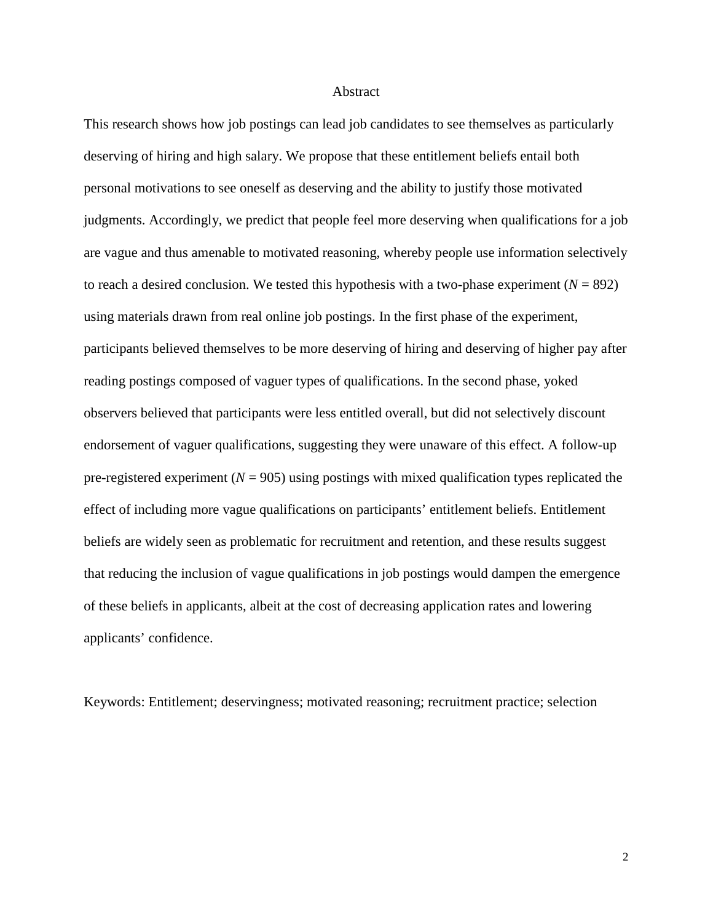# Abstract

This research shows how job postings can lead job candidates to see themselves as particularly deserving of hiring and high salary. We propose that these entitlement beliefs entail both personal motivations to see oneself as deserving and the ability to justify those motivated judgments. Accordingly, we predict that people feel more deserving when qualifications for a job are vague and thus amenable to motivated reasoning, whereby people use information selectively to reach a desired conclusion. We tested this hypothesis with a two-phase experiment ($N$ = 892) using materials drawn from real online job postings. In the first phase of the experiment, participants believed themselves to be more deserving of hiring and deserving of higher pay after reading postings composed of vaguer types of qualifications. In the second phase, yoked observers believed that participants were less entitled overall, but did not selectively discount endorsement of vaguer qualifications, suggesting they were unaware of this effect. A follow-up pre-registered experiment ($N$ = 905) using postings with mixed qualification types replicated the effect of including more vague qualifications on participants' entitlement beliefs. Entitlement beliefs are widely seen as problematic for recruitment and retention, and these results suggest that reducing the inclusion of vague qualifications in job postings would dampen the emergence of these beliefs in applicants, albeit at the cost of decreasing application rates and lowering applicants' confidence.

Keywords: Entitlement; deservingness; motivated reasoning; recruitment practice; selection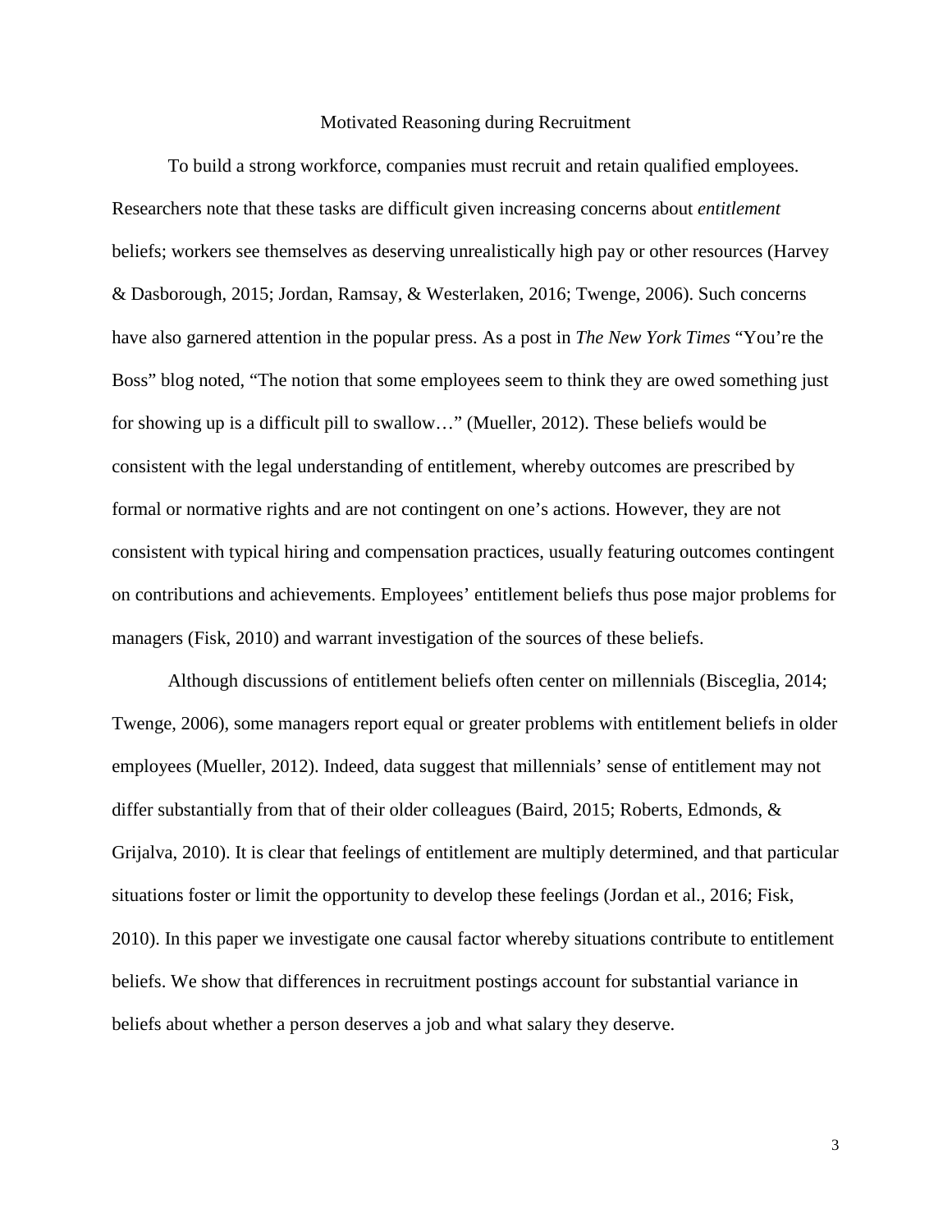# Motivated Reasoning during Recruitment

To build a strong workforce, companies must recruit and retain qualified employees. Researchers note that these tasks are difficult given increasing concerns about *entitlement* beliefs; workers see themselves as deserving unrealistically high pay or other resources (Harvey & Dasborough, 2015; Jordan, Ramsay, & Westerlaken, 2016; Twenge, 2006). Such concerns have also garnered attention in the popular press. As a post in *The New York Times* "You're the Boss" blog noted, "The notion that some employees seem to think they are owed something just for showing up is a difficult pill to swallow…" (Mueller, 2012). These beliefs would be consistent with the legal understanding of entitlement, whereby outcomes are prescribed by formal or normative rights and are not contingent on one's actions. However, they are not consistent with typical hiring and compensation practices, usually featuring outcomes contingent on contributions and achievements. Employees' entitlement beliefs thus pose major problems for managers (Fisk, 2010) and warrant investigation of the sources of these beliefs.

Although discussions of entitlement beliefs often center on millennials (Bisceglia, 2014; Twenge, 2006), some managers report equal or greater problems with entitlement beliefs in older employees (Mueller, 2012). Indeed, data suggest that millennials' sense of entitlement may not differ substantially from that of their older colleagues (Baird, 2015; Roberts, Edmonds, & Grijalva, 2010). It is clear that feelings of entitlement are multiply determined, and that particular situations foster or limit the opportunity to develop these feelings (Jordan et al., 2016; Fisk, 2010). In this paper we investigate one causal factor whereby situations contribute to entitlement beliefs. We show that differences in recruitment postings account for substantial variance in beliefs about whether a person deserves a job and what salary they deserve.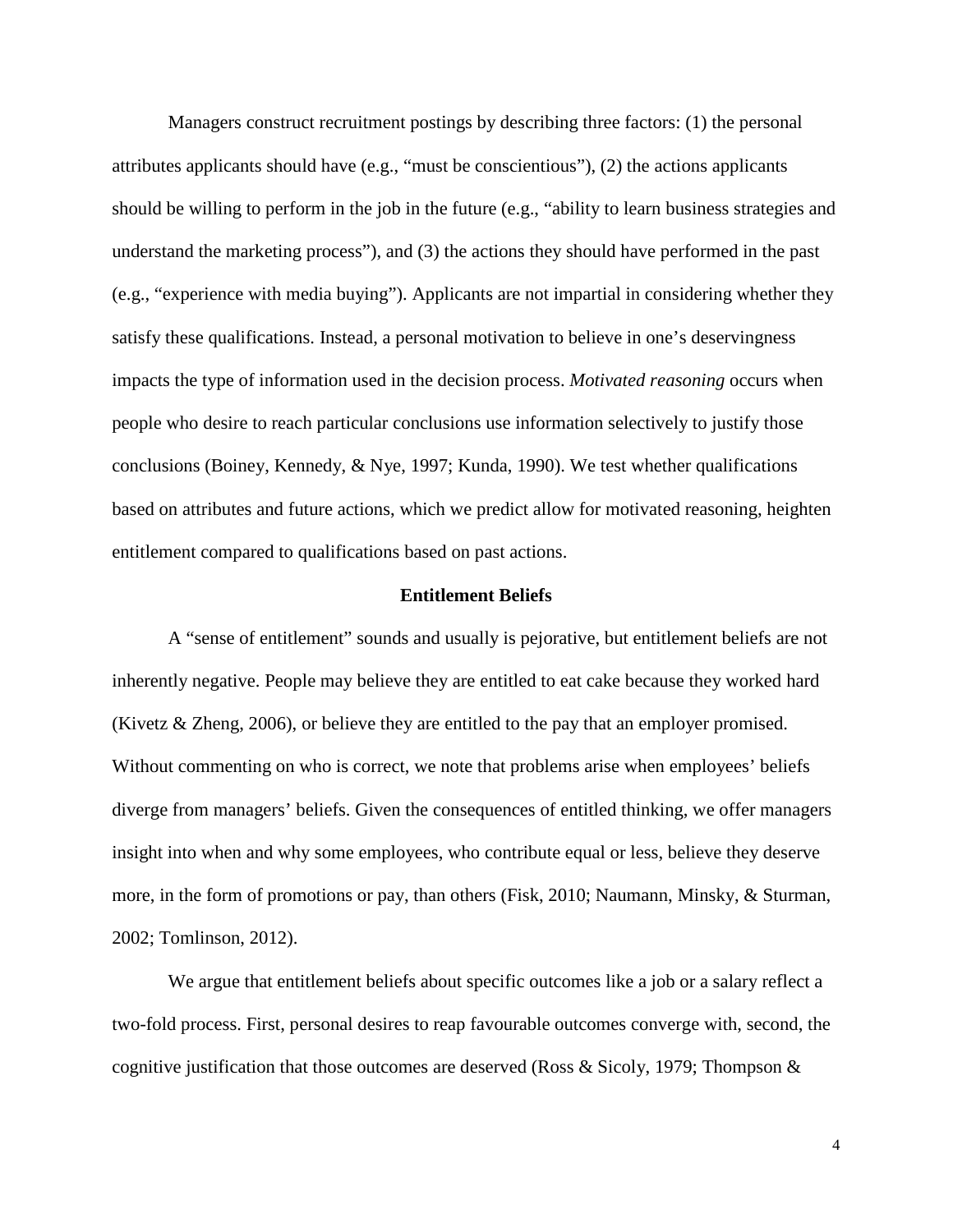Managers construct recruitment postings by describing three factors: (1) the personal attributes applicants should have (e.g., "must be conscientious"), (2) the actions applicants should be willing to perform in the job in the future (e.g., "ability to learn business strategies and understand the marketing process"), and (3) the actions they should have performed in the past (e.g., "experience with media buying"). Applicants are not impartial in considering whether they satisfy these qualifications. Instead, a personal motivation to believe in one's deservingness impacts the type of information used in the decision process. *Motivated reasoning* occurs when people who desire to reach particular conclusions use information selectively to justify those conclusions (Boiney, Kennedy, & Nye, 1997; Kunda, 1990). We test whether qualifications based on attributes and future actions, which we predict allow for motivated reasoning, heighten entitlement compared to qualifications based on past actions.

## Entitlement Beliefs

A "sense of entitlement" sounds and usually is pejorative, but entitlement beliefs are not inherently negative. People may believe they are entitled to eat cake because they worked hard (Kivetz & Zheng, 2006), or believe they are entitled to the pay that an employer promised. Without commenting on who is correct, we note that problems arise when employees' beliefs diverge from managers' beliefs. Given the consequences of entitled thinking, we offer managers insight into when and why some employees, who contribute equal or less, believe they deserve more, in the form of promotions or pay, than others (Fisk, 2010; Naumann, Minsky, & Sturman, 2002; Tomlinson, 2012).

We argue that entitlement beliefs about specific outcomes like a job or a salary reflect a two-fold process. First, personal desires to reap favourable outcomes converge with, second, the cognitive justification that those outcomes are deserved (Ross & Sicoly, 1979; Thompson &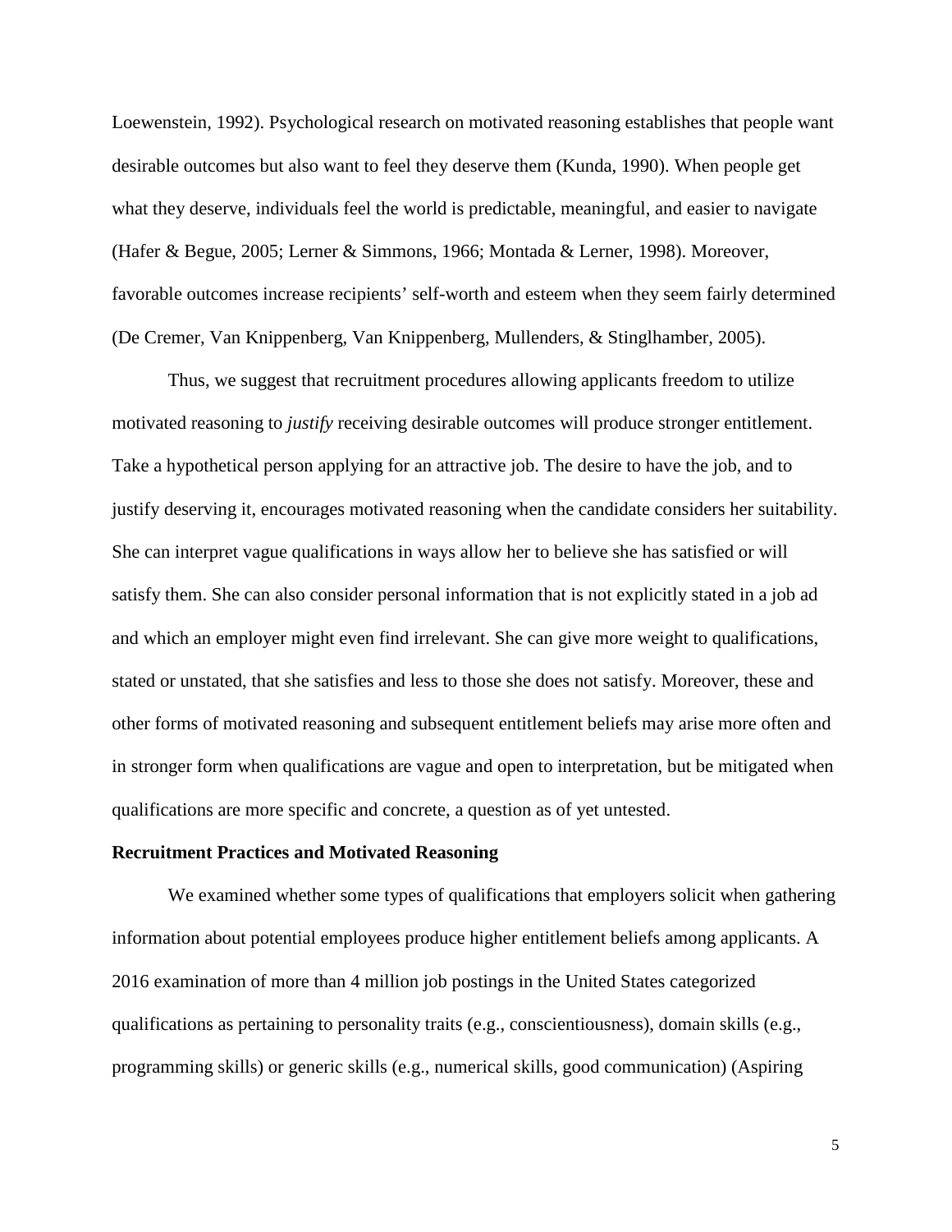Loewenstein, 1992). Psychological research on motivated reasoning establishes that people want desirable outcomes but also want to feel they deserve them (Kunda, 1990). When people get what they deserve, individuals feel the world is predictable, meaningful, and easier to navigate (Hafer & Begue, 2005; Lerner & Simmons, 1966; Montada & Lerner, 1998). Moreover, favorable outcomes increase recipients' self-worth and esteem when they seem fairly determined (De Cremer, Van Knippenberg, Van Knippenberg, Mullenders, & Stinglhamber, 2005).

Thus, we suggest that recruitment procedures allowing applicants freedom to utilize motivated reasoning to *justify* receiving desirable outcomes will produce stronger entitlement. Take a hypothetical person applying for an attractive job. The desire to have the job, and to justify deserving it, encourages motivated reasoning when the candidate considers her suitability. She can interpret vague qualifications in ways allow her to believe she has satisfied or will satisfy them. She can also consider personal information that is not explicitly stated in a job ad and which an employer might even find irrelevant. She can give more weight to qualifications, stated or unstated, that she satisfies and less to those she does not satisfy. Moreover, these and other forms of motivated reasoning and subsequent entitlement beliefs may arise more often and in stronger form when qualifications are vague and open to interpretation, but be mitigated when qualifications are more specific and concrete, a question as of yet untested.

**Recruitment Practices and Motivated Reasoning**

We examined whether some types of qualifications that employers solicit when gathering information about potential employees produce higher entitlement beliefs among applicants. A 2016 examination of more than 4 million job postings in the United States categorized qualifications as pertaining to personality traits (e.g., conscientiousness), domain skills (e.g., programming skills) or generic skills (e.g., numerical skills, good communication) (Aspiring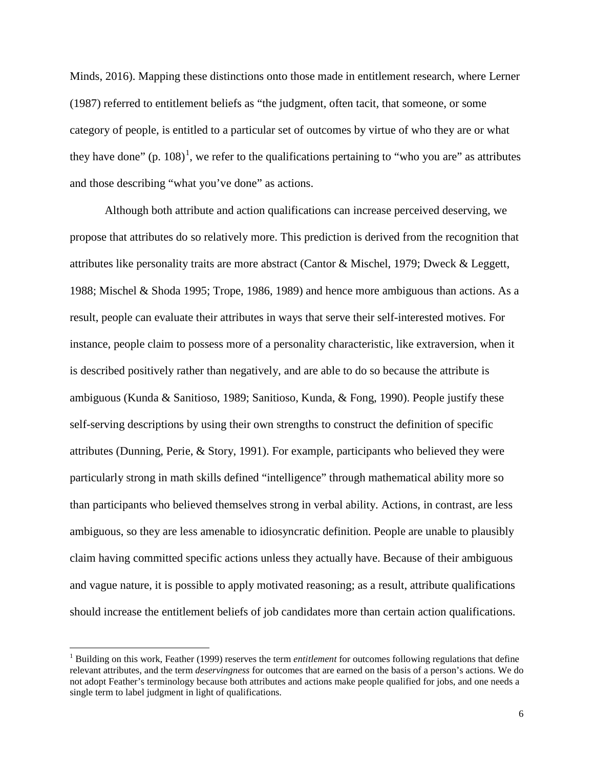Minds, 2016). Mapping these distinctions onto those made in entitlement research, where Lerner (1987) referred to entitlement beliefs as "the judgment, often tacit, that someone, or some category of people, is entitled to a particular set of outcomes by virtue of who they are or what they have done" (p. 108)[1], we refer to the qualifications pertaining to "who you are" as attributes and those describing "what you've done" as actions.

Although both attribute and action qualifications can increase perceived deserving, we propose that attributes do so relatively more. This prediction is derived from the recognition that attributes like personality traits are more abstract (Cantor & Mischel, 1979; Dweck & Leggett, 1988; Mischel & Shoda 1995; Trope, 1986, 1989) and hence more ambiguous than actions. As a result, people can evaluate their attributes in ways that serve their self-interested motives. For instance, people claim to possess more of a personality characteristic, like extraversion, when it is described positively rather than negatively, and are able to do so because the attribute is ambiguous (Kunda & Sanitioso, 1989; Sanitioso, Kunda, & Fong, 1990). People justify these self-serving descriptions by using their own strengths to construct the definition of specific attributes (Dunning, Perie, & Story, 1991). For example, participants who believed they were particularly strong in math skills defined "intelligence" through mathematical ability more so than participants who believed themselves strong in verbal ability. Actions, in contrast, are less ambiguous, so they are less amenable to idiosyncratic definition. People are unable to plausibly claim having committed specific actions unless they actually have. Because of their ambiguous and vague nature, it is possible to apply motivated reasoning; as a result, attribute qualifications should increase the entitlement beliefs of job candidates more than certain action qualifications.

[1] Building on this work, Feather (1999) reserves the term *entitlement* for outcomes following regulations that define relevant attributes, and the term *deservingness* for outcomes that are earned on the basis of a person's actions. We do not adopt Feather's terminology because both attributes and actions make people qualified for jobs, and one needs a single term to label judgment in light of qualifications.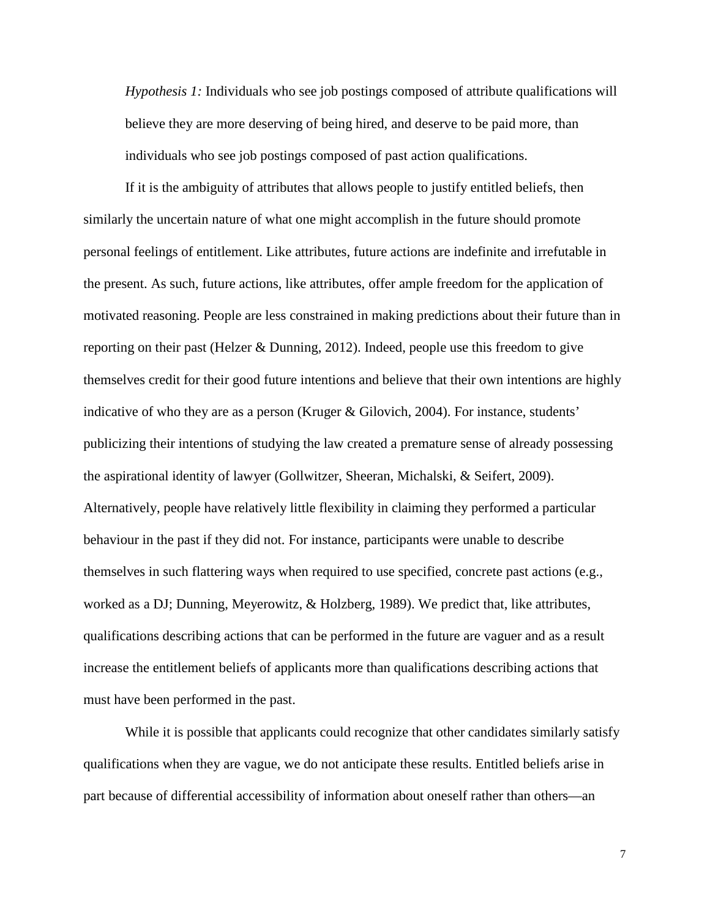*Hypothesis 1:* Individuals who see job postings composed of attribute qualifications will believe they are more deserving of being hired, and deserve to be paid more, than individuals who see job postings composed of past action qualifications.

If it is the ambiguity of attributes that allows people to justify entitled beliefs, then similarly the uncertain nature of what one might accomplish in the future should promote personal feelings of entitlement. Like attributes, future actions are indefinite and irrefutable in the present. As such, future actions, like attributes, offer ample freedom for the application of motivated reasoning. People are less constrained in making predictions about their future than in reporting on their past (Helzer & Dunning, 2012). Indeed, people use this freedom to give themselves credit for their good future intentions and believe that their own intentions are highly indicative of who they are as a person (Kruger & Gilovich, 2004). For instance, students' publicizing their intentions of studying the law created a premature sense of already possessing the aspirational identity of lawyer (Gollwitzer, Sheeran, Michalski, & Seifert, 2009). Alternatively, people have relatively little flexibility in claiming they performed a particular behaviour in the past if they did not. For instance, participants were unable to describe themselves in such flattering ways when required to use specified, concrete past actions (e.g., worked as a DJ; Dunning, Meyerowitz, & Holzberg, 1989). We predict that, like attributes, qualifications describing actions that can be performed in the future are vaguer and as a result increase the entitlement beliefs of applicants more than qualifications describing actions that must have been performed in the past.

While it is possible that applicants could recognize that other candidates similarly satisfy qualifications when they are vague, we do not anticipate these results. Entitled beliefs arise in part because of differential accessibility of information about oneself rather than others—an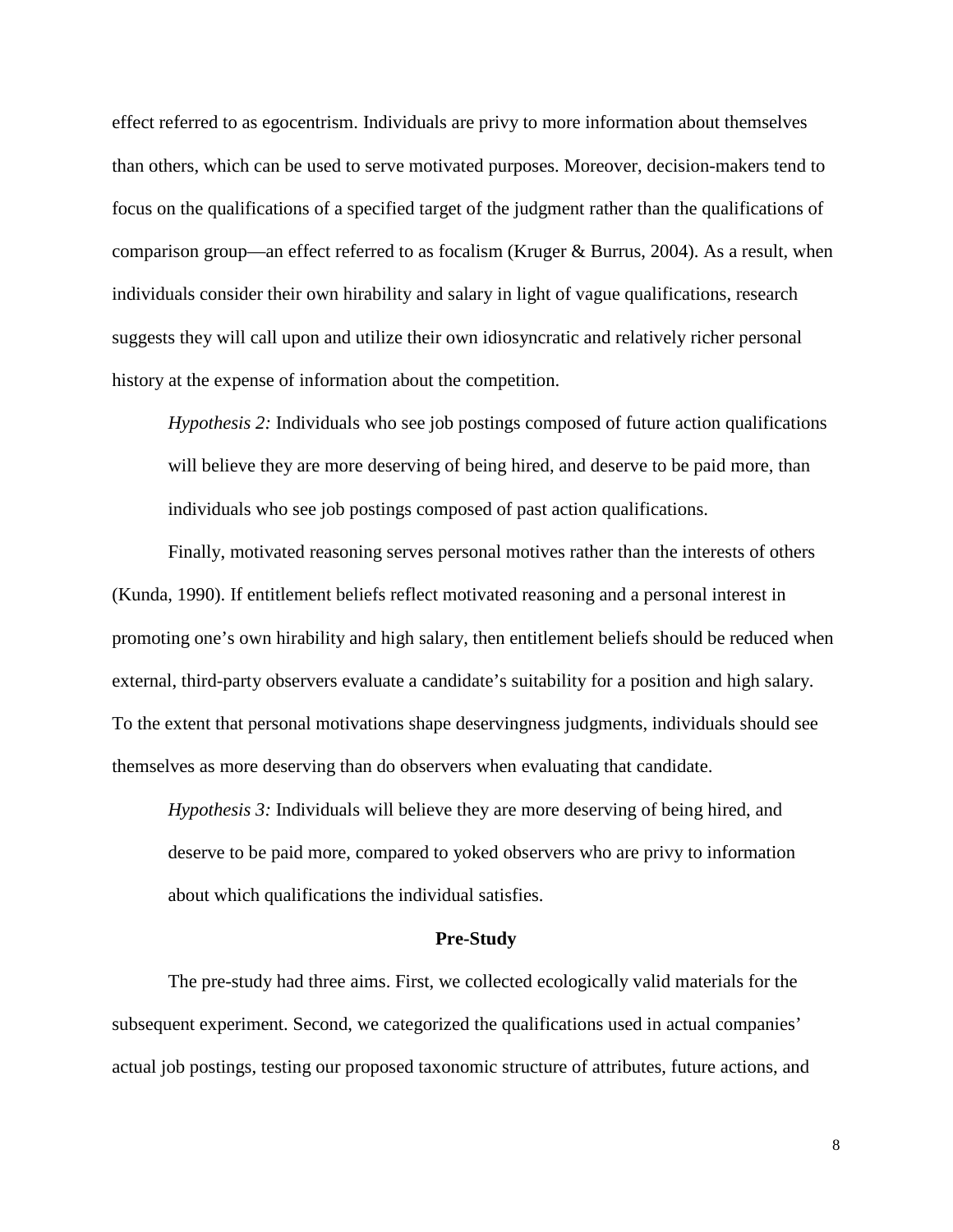effect referred to as egocentrism. Individuals are privy to more information about themselves than others, which can be used to serve motivated purposes. Moreover, decision-makers tend to focus on the qualifications of a specified target of the judgment rather than the qualifications of comparison group—an effect referred to as focalism (Kruger & Burrus, 2004). As a result, when individuals consider their own hirability and salary in light of vague qualifications, research suggests they will call upon and utilize their own idiosyncratic and relatively richer personal history at the expense of information about the competition.

> *Hypothesis 2:* Individuals who see job postings composed of future action qualifications will believe they are more deserving of being hired, and deserve to be paid more, than individuals who see job postings composed of past action qualifications.

Finally, motivated reasoning serves personal motives rather than the interests of others (Kunda, 1990). If entitlement beliefs reflect motivated reasoning and a personal interest in promoting one's own hirability and high salary, then entitlement beliefs should be reduced when external, third-party observers evaluate a candidate's suitability for a position and high salary. To the extent that personal motivations shape deservingness judgments, individuals should see themselves as more deserving than do observers when evaluating that candidate.

> *Hypothesis 3:* Individuals will believe they are more deserving of being hired, and deserve to be paid more, compared to yoked observers who are privy to information about which qualifications the individual satisfies.

## Pre-Study

The pre-study had three aims. First, we collected ecologically valid materials for the subsequent experiment. Second, we categorized the qualifications used in actual companies' actual job postings, testing our proposed taxonomic structure of attributes, future actions, and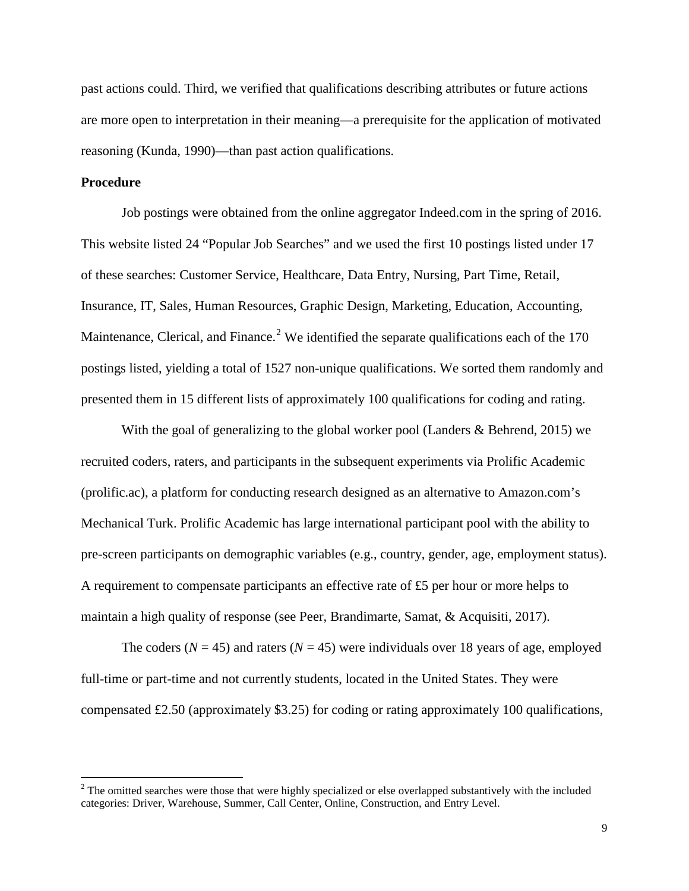past actions could. Third, we verified that qualifications describing attributes or future actions are more open to interpretation in their meaning—a prerequisite for the application of motivated reasoning (Kunda, 1990)—than past action qualifications.

**Procedure**

Job postings were obtained from the online aggregator Indeed.com in the spring of 2016. This website listed 24 “Popular Job Searches” and we used the first 10 postings listed under 17 of these searches: Customer Service, Healthcare, Data Entry, Nursing, Part Time, Retail, Insurance, IT, Sales, Human Resources, Graphic Design, Marketing, Education, Accounting, Maintenance, Clerical, and Finance.[2] We identified the separate qualifications each of the 170 postings listed, yielding a total of 1527 non-unique qualifications. We sorted them randomly and presented them in 15 different lists of approximately 100 qualifications for coding and rating.

With the goal of generalizing to the global worker pool (Landers & Behrend, 2015) we recruited coders, raters, and participants in the subsequent experiments via Prolific Academic (prolific.ac), a platform for conducting research designed as an alternative to Amazon.com’s Mechanical Turk. Prolific Academic has large international participant pool with the ability to pre-screen participants on demographic variables (e.g., country, gender, age, employment status). A requirement to compensate participants an effective rate of £5 per hour or more helps to maintain a high quality of response (see Peer, Brandimarte, Samat, & Acquisiti, 2017).

The coders ($N$ = 45) and raters ($N$ = 45) were individuals over 18 years of age, employed full-time or part-time and not currently students, located in the United States. They were compensated £2.50 (approximately \$3.25) for coding or rating approximately 100 qualifications,

[2] The omitted searches were those that were highly specialized or else overlapped substantively with the included categories: Driver, Warehouse, Summer, Call Center, Online, Construction, and Entry Level.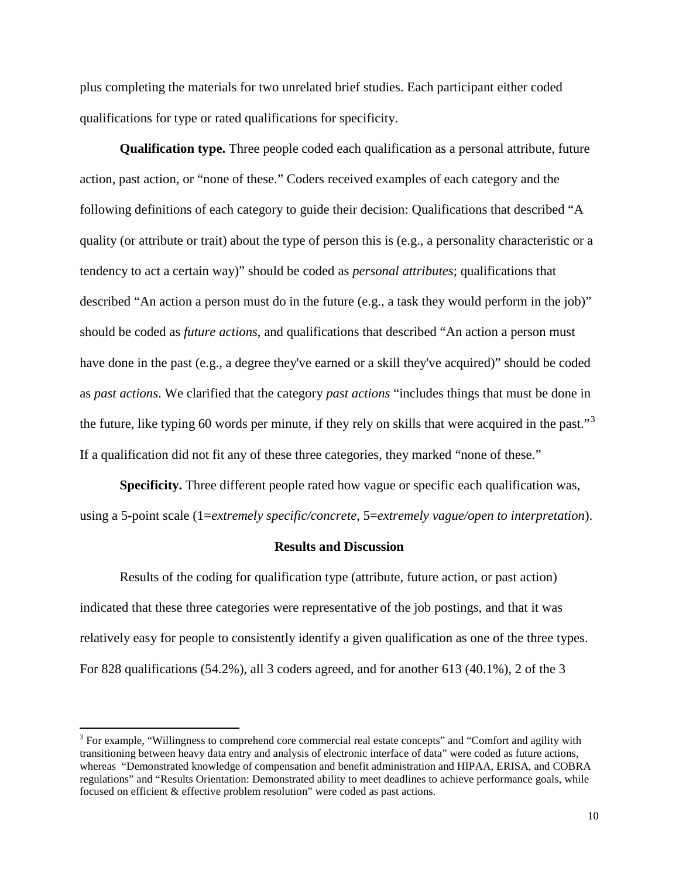plus completing the materials for two unrelated brief studies. Each participant either coded qualifications for type or rated qualifications for specificity.

**Qualification type.** Three people coded each qualification as a personal attribute, future action, past action, or "none of these." Coders received examples of each category and the following definitions of each category to guide their decision: Qualifications that described "A quality (or attribute or trait) about the type of person this is (e.g., a personality characteristic or a tendency to act a certain way)" should be coded as *personal attributes*; qualifications that described "An action a person must do in the future (e.g., a task they would perform in the job)" should be coded as *future actions*, and qualifications that described "An action a person must have done in the past (e.g., a degree they've earned or a skill they've acquired)" should be coded as *past actions*. We clarified that the category *past actions* "includes things that must be done in the future, like typing 60 words per minute, if they rely on skills that were acquired in the past."[3] If a qualification did not fit any of these three categories, they marked "none of these."

**Specificity.** Three different people rated how vague or specific each qualification was, using a 5-point scale (1=*extremely specific/concrete*, 5=*extremely vague/open to interpretation*).

## Results and Discussion

Results of the coding for qualification type (attribute, future action, or past action) indicated that these three categories were representative of the job postings, and that it was relatively easy for people to consistently identify a given qualification as one of the three types. For 828 qualifications (54.2%), all 3 coders agreed, and for another 613 (40.1%), 2 of the 3

[3] For example, "Willingness to comprehend core commercial real estate concepts" and "Comfort and agility with transitioning between heavy data entry and analysis of electronic interface of data" were coded as future actions, whereas "Demonstrated knowledge of compensation and benefit administration and HIPAA, ERISA, and COBRA regulations" and "Results Orientation: Demonstrated ability to meet deadlines to achieve performance goals, while focused on efficient & effective problem resolution" were coded as past actions.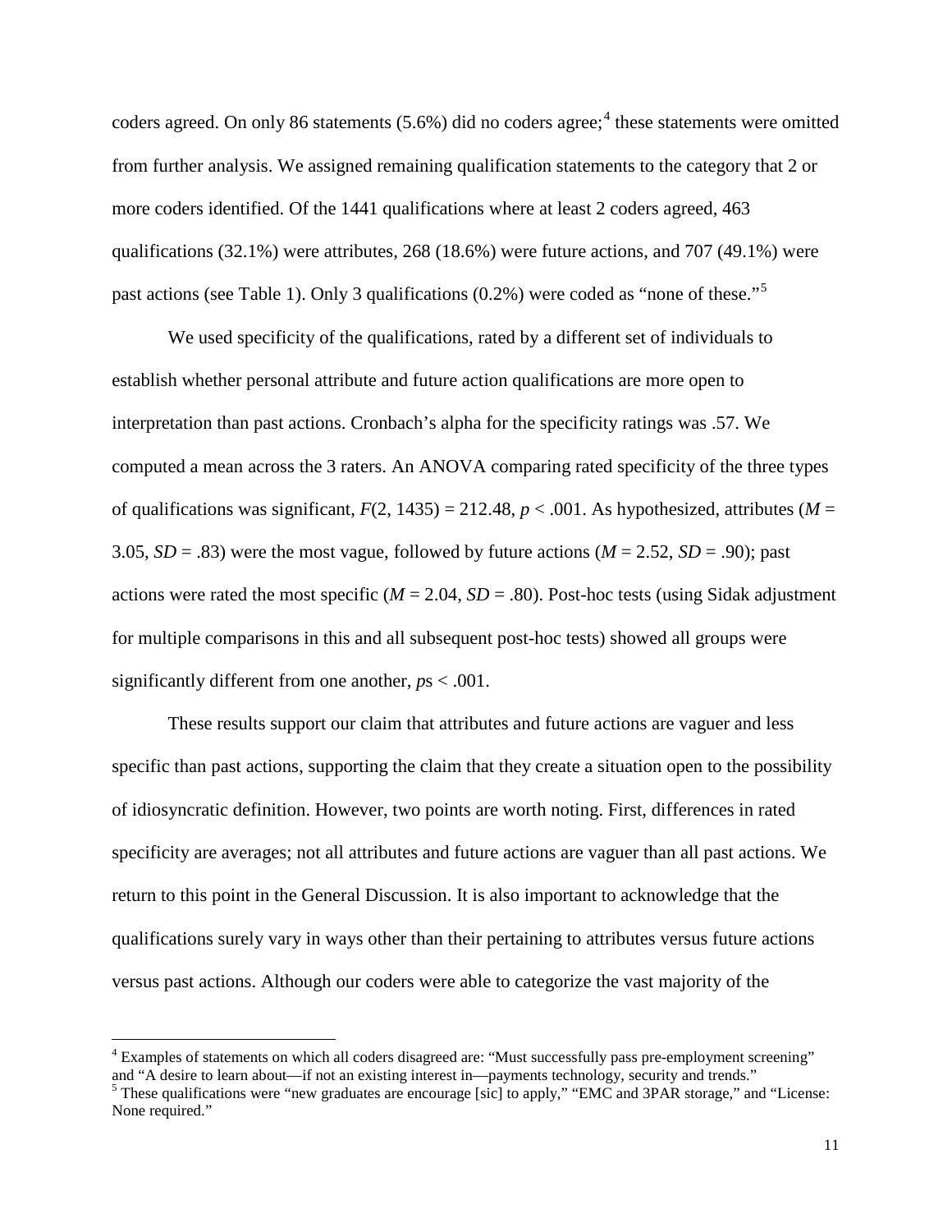coders agreed. On only 86 statements (5.6%) did no coders agree;[4] these statements were omitted from further analysis. We assigned remaining qualification statements to the category that 2 or more coders identified. Of the 1441 qualifications where at least 2 coders agreed, 463 qualifications (32.1%) were attributes, 268 (18.6%) were future actions, and 707 (49.1%) were past actions (see Table 1). Only 3 qualifications (0.2%) were coded as "none of these."[5]

We used specificity of the qualifications, rated by a different set of individuals to establish whether personal attribute and future action qualifications are more open to interpretation than past actions. Cronbach's alpha for the specificity ratings was .57. We computed a mean across the 3 raters. An ANOVA comparing rated specificity of the three types of qualifications was significant, $F(2, 1435) = 212.48$, $p < .001$. As hypothesized, attributes ($M = 3.05$, $SD = .83$) were the most vague, followed by future actions ($M = 2.52$, $SD = .90$); past actions were rated the most specific ($M = 2.04$, $SD = .80$). Post-hoc tests (using Sidak adjustment for multiple comparisons in this and all subsequent post-hoc tests) showed all groups were significantly different from one another, *p*s < .001.

These results support our claim that attributes and future actions are vaguer and less specific than past actions, supporting the claim that they create a situation open to the possibility of idiosyncratic definition. However, two points are worth noting. First, differences in rated specificity are averages; not all attributes and future actions are vaguer than all past actions. We return to this point in the General Discussion. It is also important to acknowledge that the qualifications surely vary in ways other than their pertaining to attributes versus future actions versus past actions. Although our coders were able to categorize the vast majority of the

---

[4] Examples of statements on which all coders disagreed are: "Must successfully pass pre-employment screening" and "A desire to learn about—if not an existing interest in—payments technology, security and trends."

[5] These qualifications were "new graduates are encourage [sic] to apply," "EMC and 3PAR storage," and "License: None required."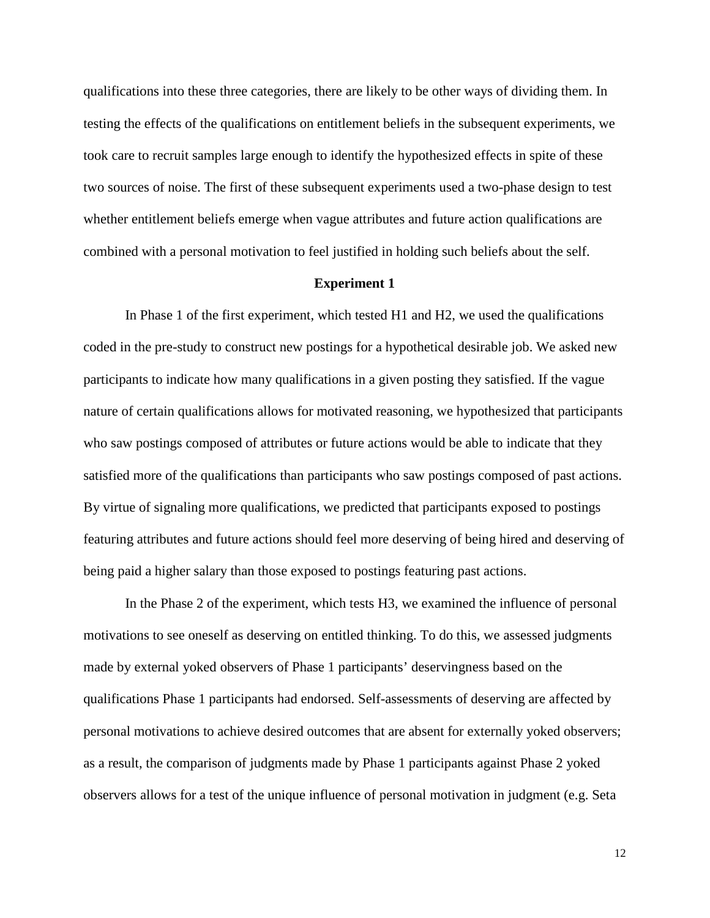qualifications into these three categories, there are likely to be other ways of dividing them. In testing the effects of the qualifications on entitlement beliefs in the subsequent experiments, we took care to recruit samples large enough to identify the hypothesized effects in spite of these two sources of noise. The first of these subsequent experiments used a two-phase design to test whether entitlement beliefs emerge when vague attributes and future action qualifications are combined with a personal motivation to feel justified in holding such beliefs about the self.

## Experiment 1

In Phase 1 of the first experiment, which tested H1 and H2, we used the qualifications coded in the pre-study to construct new postings for a hypothetical desirable job. We asked new participants to indicate how many qualifications in a given posting they satisfied. If the vague nature of certain qualifications allows for motivated reasoning, we hypothesized that participants who saw postings composed of attributes or future actions would be able to indicate that they satisfied more of the qualifications than participants who saw postings composed of past actions. By virtue of signaling more qualifications, we predicted that participants exposed to postings featuring attributes and future actions should feel more deserving of being hired and deserving of being paid a higher salary than those exposed to postings featuring past actions.

In the Phase 2 of the experiment, which tests H3, we examined the influence of personal motivations to see oneself as deserving on entitled thinking. To do this, we assessed judgments made by external yoked observers of Phase 1 participants' deservingness based on the qualifications Phase 1 participants had endorsed. Self-assessments of deserving are affected by personal motivations to achieve desired outcomes that are absent for externally yoked observers; as a result, the comparison of judgments made by Phase 1 participants against Phase 2 yoked observers allows for a test of the unique influence of personal motivation in judgment (e.g. Seta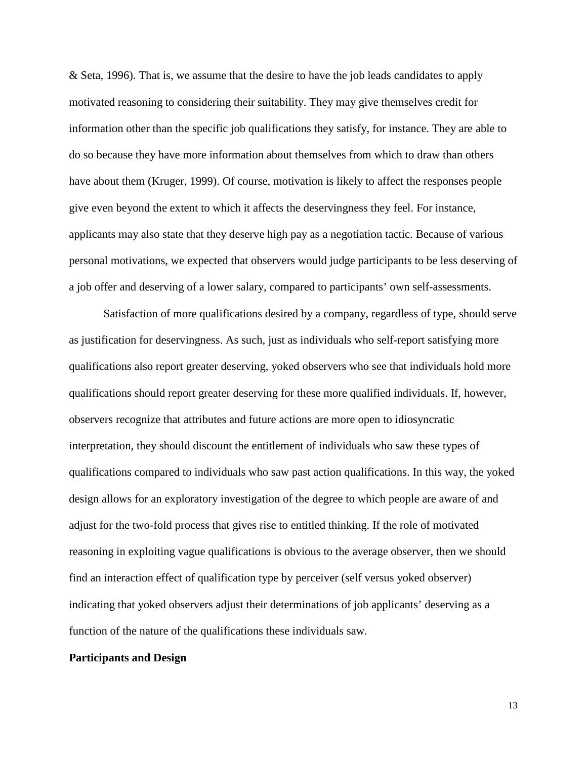& Seta, 1996). That is, we assume that the desire to have the job leads candidates to apply motivated reasoning to considering their suitability. They may give themselves credit for information other than the specific job qualifications they satisfy, for instance. They are able to do so because they have more information about themselves from which to draw than others have about them (Kruger, 1999). Of course, motivation is likely to affect the responses people give even beyond the extent to which it affects the deservingness they feel. For instance, applicants may also state that they deserve high pay as a negotiation tactic. Because of various personal motivations, we expected that observers would judge participants to be less deserving of a job offer and deserving of a lower salary, compared to participants' own self-assessments.

Satisfaction of more qualifications desired by a company, regardless of type, should serve as justification for deservingness. As such, just as individuals who self-report satisfying more qualifications also report greater deserving, yoked observers who see that individuals hold more qualifications should report greater deserving for these more qualified individuals. If, however, observers recognize that attributes and future actions are more open to idiosyncratic interpretation, they should discount the entitlement of individuals who saw these types of qualifications compared to individuals who saw past action qualifications. In this way, the yoked design allows for an exploratory investigation of the degree to which people are aware of and adjust for the two-fold process that gives rise to entitled thinking. If the role of motivated reasoning in exploiting vague qualifications is obvious to the average observer, then we should find an interaction effect of qualification type by perceiver (self versus yoked observer) indicating that yoked observers adjust their determinations of job applicants' deserving as a function of the nature of the qualifications these individuals saw.

**Participants and Design**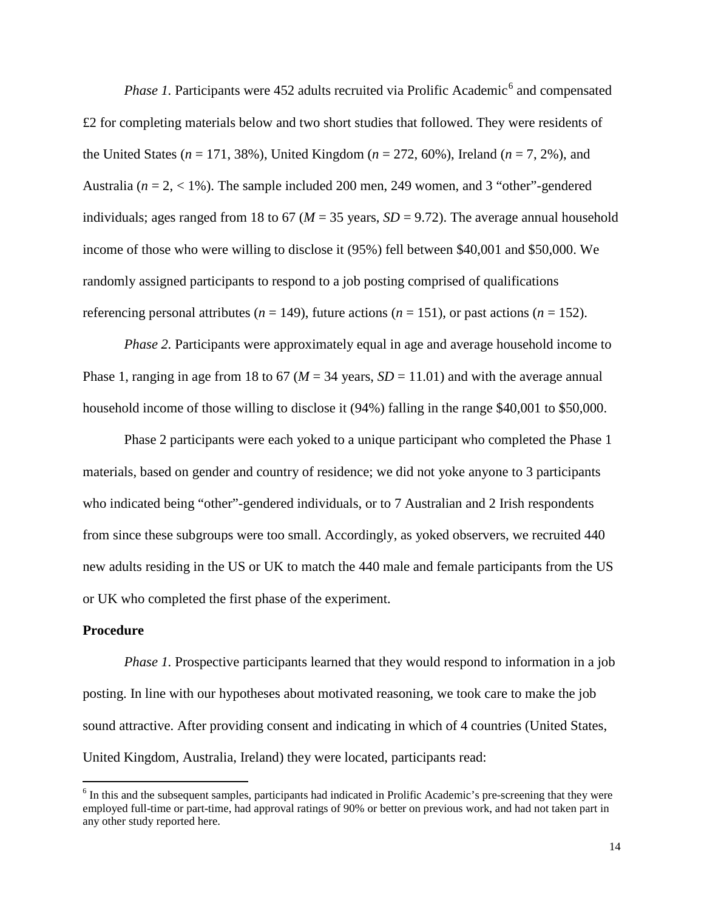*Phase 1.* Participants were 452 adults recruited via Prolific Academic[6] and compensated £2 for completing materials below and two short studies that followed. They were residents of the United States (*n* = 171, 38%), United Kingdom (*n* = 272, 60%), Ireland (*n* = 7, 2%), and Australia (*n* = 2, < 1%). The sample included 200 men, 249 women, and 3 "other"-gendered individuals; ages ranged from 18 to 67 (*M* = 35 years, *SD* = 9.72). The average annual household income of those who were willing to disclose it (95%) fell between $40,001 and $50,000. We randomly assigned participants to respond to a job posting comprised of qualifications referencing personal attributes (*n* = 149), future actions (*n* = 151), or past actions (*n* = 152).

*Phase 2.* Participants were approximately equal in age and average household income to Phase 1, ranging in age from 18 to 67 (*M* = 34 years, *SD* = 11.01) and with the average annual household income of those willing to disclose it (94%) falling in the range $40,001 to $50,000.

Phase 2 participants were each yoked to a unique participant who completed the Phase 1 materials, based on gender and country of residence; we did not yoke anyone to 3 participants who indicated being "other"-gendered individuals, or to 7 Australian and 2 Irish respondents from since these subgroups were too small. Accordingly, as yoked observers, we recruited 440 new adults residing in the US or UK to match the 440 male and female participants from the US or UK who completed the first phase of the experiment.

**Procedure**

*Phase 1.* Prospective participants learned that they would respond to information in a job posting. In line with our hypotheses about motivated reasoning, we took care to make the job sound attractive. After providing consent and indicating in which of 4 countries (United States, United Kingdom, Australia, Ireland) they were located, participants read:

[6] In this and the subsequent samples, participants had indicated in Prolific Academic's pre-screening that they were employed full-time or part-time, had approval ratings of 90% or better on previous work, and had not taken part in any other study reported here.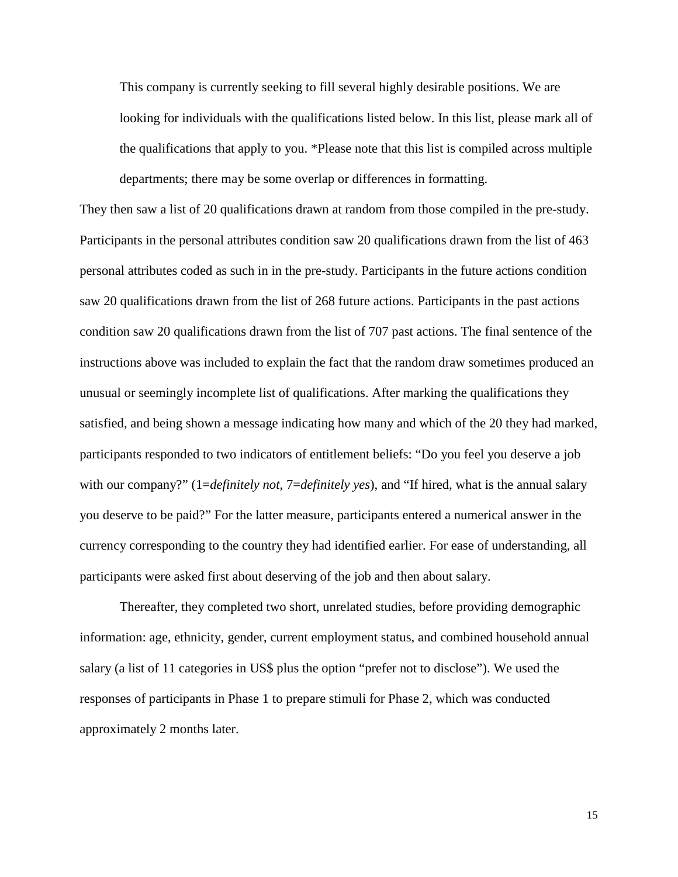> This company is currently seeking to fill several highly desirable positions. We are looking for individuals with the qualifications listed below. In this list, please mark all of the qualifications that apply to you. *Please note that this list is compiled across multiple departments; there may be some overlap or differences in formatting.

They then saw a list of 20 qualifications drawn at random from those compiled in the pre-study. Participants in the personal attributes condition saw 20 qualifications drawn from the list of 463 personal attributes coded as such in in the pre-study. Participants in the future actions condition saw 20 qualifications drawn from the list of 268 future actions. Participants in the past actions condition saw 20 qualifications drawn from the list of 707 past actions. The final sentence of the instructions above was included to explain the fact that the random draw sometimes produced an unusual or seemingly incomplete list of qualifications. After marking the qualifications they satisfied, and being shown a message indicating how many and which of the 20 they had marked, participants responded to two indicators of entitlement beliefs: "Do you feel you deserve a job with our company?" (1=*definitely not*, 7=*definitely yes*), and "If hired, what is the annual salary you deserve to be paid?" For the latter measure, participants entered a numerical answer in the currency corresponding to the country they had identified earlier. For ease of understanding, all participants were asked first about deserving of the job and then about salary.

Thereafter, they completed two short, unrelated studies, before providing demographic information: age, ethnicity, gender, current employment status, and combined household annual salary (a list of 11 categories in US$ plus the option "prefer not to disclose"). We used the responses of participants in Phase 1 to prepare stimuli for Phase 2, which was conducted approximately 2 months later.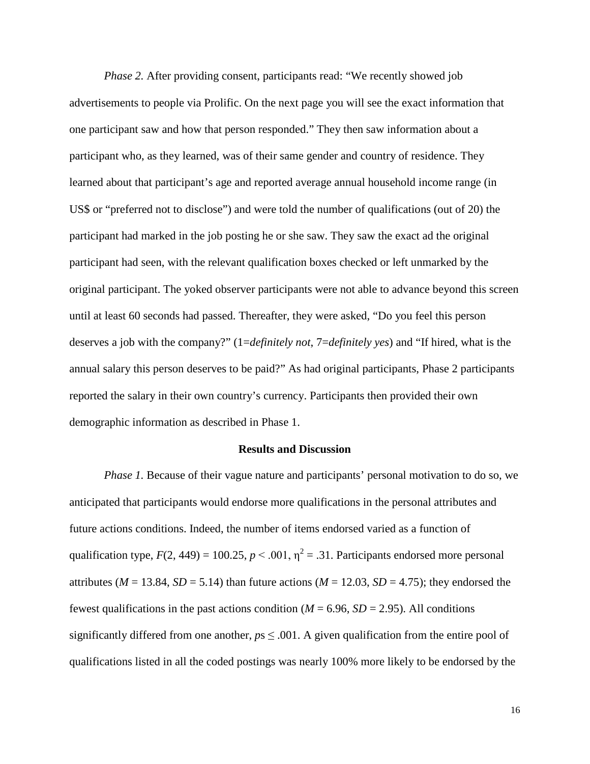*Phase 2.* After providing consent, participants read: "We recently showed job advertisements to people via Prolific. On the next page you will see the exact information that one participant saw and how that person responded." They then saw information about a participant who, as they learned, was of their same gender and country of residence. They learned about that participant's age and reported average annual household income range (in US$ or "preferred not to disclose") and were told the number of qualifications (out of 20) the participant had marked in the job posting he or she saw. They saw the exact ad the original participant had seen, with the relevant qualification boxes checked or left unmarked by the original participant. The yoked observer participants were not able to advance beyond this screen until at least 60 seconds had passed. Thereafter, they were asked, "Do you feel this person deserves a job with the company?" (1=*definitely not*, 7=*definitely yes*) and "If hired, what is the annual salary this person deserves to be paid?" As had original participants, Phase 2 participants reported the salary in their own country's currency. Participants then provided their own demographic information as described in Phase 1.

## Results and Discussion

*Phase 1.* Because of their vague nature and participants' personal motivation to do so, we anticipated that participants would endorse more qualifications in the personal attributes and future actions conditions. Indeed, the number of items endorsed varied as a function of qualification type, $F(2, 449) = 100.25$, $p < .001$, $\eta^2 = .31$. Participants endorsed more personal attributes ($M = 13.84$, $SD = 5.14$) than future actions ($M = 12.03$, $SD = 4.75$); they endorsed the fewest qualifications in the past actions condition ($M = 6.96$, $SD = 2.95$). All conditions significantly differed from one another, $ps \leq .001$. A given qualification from the entire pool of qualifications listed in all the coded postings was nearly 100% more likely to be endorsed by the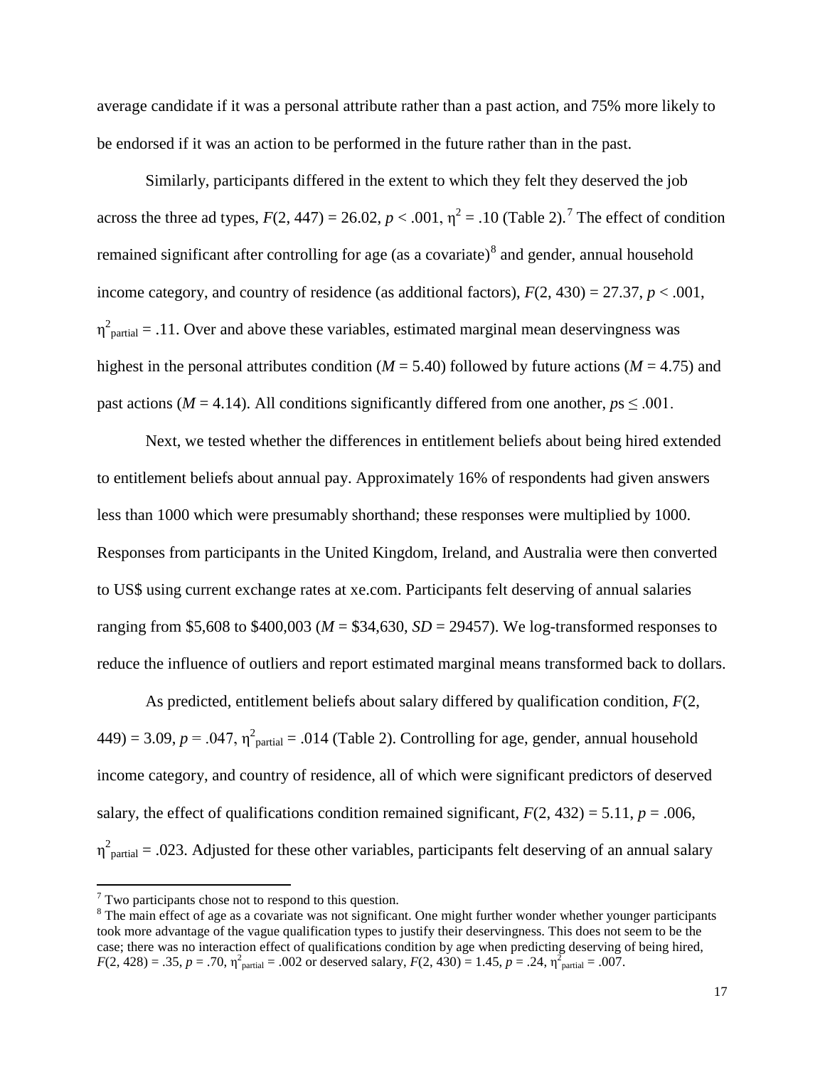average candidate if it was a personal attribute rather than a past action, and 75% more likely to be endorsed if it was an action to be performed in the future rather than in the past.

Similarly, participants differed in the extent to which they felt they deserved the job across the three ad types, $F(2, 447) = 26.02$, $p < .001$, $\eta^2 = .10$ (Table 2).[7] The effect of condition remained significant after controlling for age (as a covariate)[8] and gender, annual household income category, and country of residence (as additional factors), $F(2, 430) = 27.37$, $p < .001$, $\eta^2_{\text{partial}} = .11$. Over and above these variables, estimated marginal mean deservingness was highest in the personal attributes condition ($M = 5.40$) followed by future actions ($M = 4.75$) and past actions ($M = 4.14$). All conditions significantly differed from one another, $p\text{s} \leq .001$.

Next, we tested whether the differences in entitlement beliefs about being hired extended to entitlement beliefs about annual pay. Approximately 16% of respondents had given answers less than 1000 which were presumably shorthand; these responses were multiplied by 1000. Responses from participants in the United Kingdom, Ireland, and Australia were then converted to US$ using current exchange rates at xe.com. Participants felt deserving of annual salaries ranging from \$5,608 to \$400,003 ($M$ = \$34,630, $SD$ = 29457). We log-transformed responses to reduce the influence of outliers and report estimated marginal means transformed back to dollars.

As predicted, entitlement beliefs about salary differed by qualification condition, $F(2, 449) = 3.09$, $p = .047$, $\eta^2_{\text{partial}} = .014$ (Table 2). Controlling for age, gender, annual household income category, and country of residence, all of which were significant predictors of deserved salary, the effect of qualifications condition remained significant, $F(2, 432) = 5.11$, $p = .006$, $\eta^2_{\text{partial}} = .023$. Adjusted for these other variables, participants felt deserving of an annual salary

[7] Two participants chose not to respond to this question.

[8] The main effect of age as a covariate was not significant. One might further wonder whether younger participants took more advantage of the vague qualification types to justify their deservingness. This does not seem to be the case; there was no interaction effect of qualifications condition by age when predicting deserving of being hired, $F(2, 428) = .35$, $p = .70$, $\eta^2_{\text{partial}} = .002$ or deserved salary, $F(2, 430) = 1.45$, $p = .24$, $\eta^2_{\text{partial}} = .007$.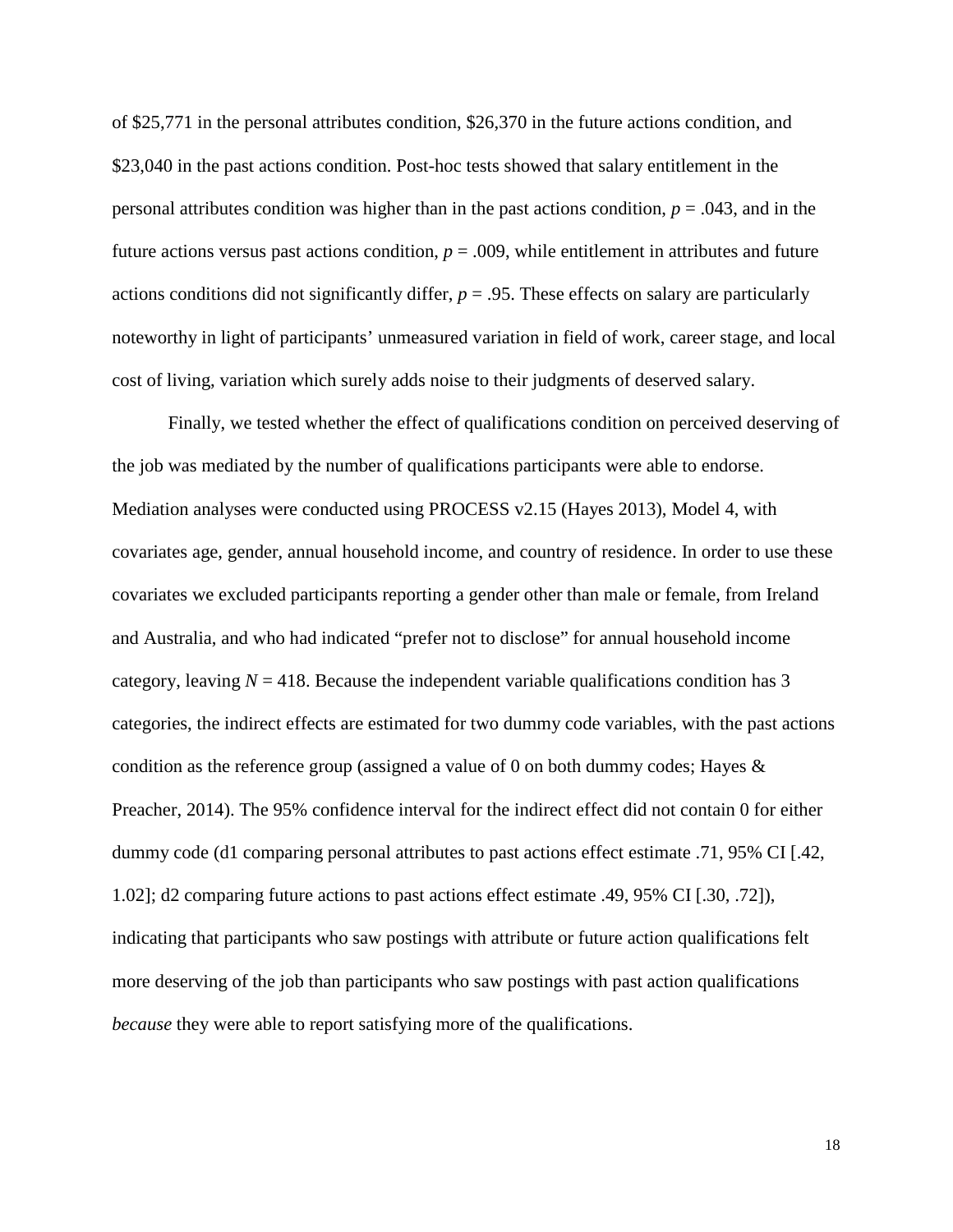of \$25,771 in the personal attributes condition, \$26,370 in the future actions condition, and \$23,040 in the past actions condition. Post-hoc tests showed that salary entitlement in the personal attributes condition was higher than in the past actions condition, $p = .043$, and in the future actions versus past actions condition, $p = .009$, while entitlement in attributes and future actions conditions did not significantly differ, $p = .95$. These effects on salary are particularly noteworthy in light of participants' unmeasured variation in field of work, career stage, and local cost of living, variation which surely adds noise to their judgments of deserved salary.

Finally, we tested whether the effect of qualifications condition on perceived deserving of the job was mediated by the number of qualifications participants were able to endorse. Mediation analyses were conducted using PROCESS v2.15 (Hayes 2013), Model 4, with covariates age, gender, annual household income, and country of residence. In order to use these covariates we excluded participants reporting a gender other than male or female, from Ireland and Australia, and who had indicated "prefer not to disclose" for annual household income category, leaving $N = 418$. Because the independent variable qualifications condition has 3 categories, the indirect effects are estimated for two dummy code variables, with the past actions condition as the reference group (assigned a value of 0 on both dummy codes; Hayes & Preacher, 2014). The 95% confidence interval for the indirect effect did not contain 0 for either dummy code (d1 comparing personal attributes to past actions effect estimate .71, 95% CI [.42, 1.02]; d2 comparing future actions to past actions effect estimate .49, 95% CI [.30, .72]), indicating that participants who saw postings with attribute or future action qualifications felt more deserving of the job than participants who saw postings with past action qualifications *because* they were able to report satisfying more of the qualifications.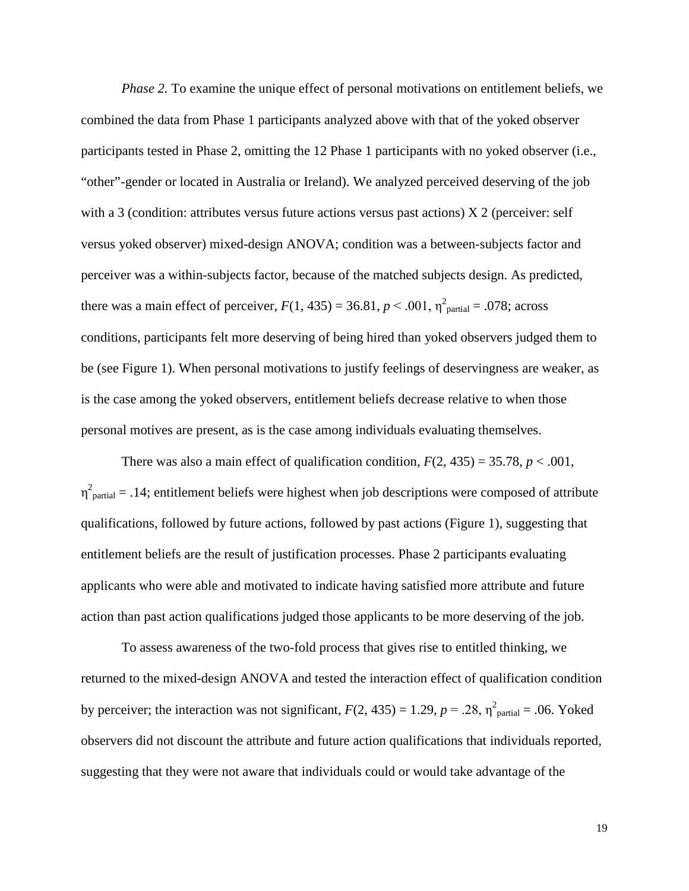*Phase 2.* To examine the unique effect of personal motivations on entitlement beliefs, we combined the data from Phase 1 participants analyzed above with that of the yoked observer participants tested in Phase 2, omitting the 12 Phase 1 participants with no yoked observer (i.e., "other"-gender or located in Australia or Ireland). We analyzed perceived deserving of the job with a 3 (condition: attributes versus future actions versus past actions) X 2 (perceiver: self versus yoked observer) mixed-design ANOVA; condition was a between-subjects factor and perceiver was a within-subjects factor, because of the matched subjects design. As predicted, there was a main effect of perceiver, $F(1, 435) = 36.81$, $p < .001$, $\eta^2_{\text{partial}} = .078$; across conditions, participants felt more deserving of being hired than yoked observers judged them to be (see Figure 1). When personal motivations to justify feelings of deservingness are weaker, as is the case among the yoked observers, entitlement beliefs decrease relative to when those personal motives are present, as is the case among individuals evaluating themselves.

There was also a main effect of qualification condition, $F(2, 435) = 35.78$, $p < .001$, $\eta^2_{\text{partial}} = .14$; entitlement beliefs were highest when job descriptions were composed of attribute qualifications, followed by future actions, followed by past actions (Figure 1), suggesting that entitlement beliefs are the result of justification processes. Phase 2 participants evaluating applicants who were able and motivated to indicate having satisfied more attribute and future action than past action qualifications judged those applicants to be more deserving of the job.

To assess awareness of the two-fold process that gives rise to entitled thinking, we returned to the mixed-design ANOVA and tested the interaction effect of qualification condition by perceiver; the interaction was not significant, $F(2, 435) = 1.29$, $p = .28$, $\eta^2_{\text{partial}} = .06$. Yoked observers did not discount the attribute and future action qualifications that individuals reported, suggesting that they were not aware that individuals could or would take advantage of the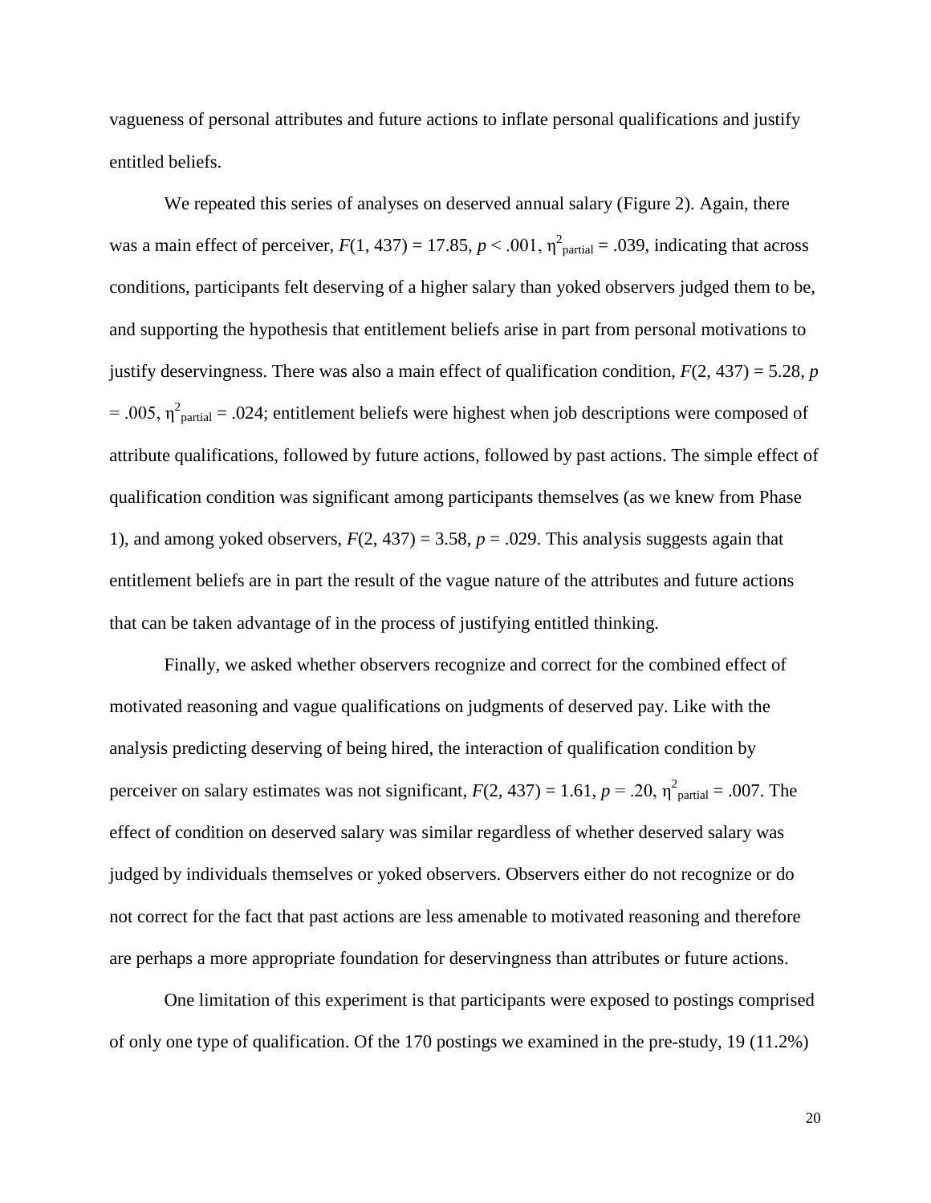vagueness of personal attributes and future actions to inflate personal qualifications and justify entitled beliefs.

We repeated this series of analyses on deserved annual salary (Figure 2). Again, there was a main effect of perceiver, $F(1, 437) = 17.85$, $p < .001$, $\eta^2_{\text{partial}} = .039$, indicating that across conditions, participants felt deserving of a higher salary than yoked observers judged them to be, and supporting the hypothesis that entitlement beliefs arise in part from personal motivations to justify deservingness. There was also a main effect of qualification condition, $F(2, 437) = 5.28$, $p = .005$, $\eta^2_{\text{partial}} = .024$; entitlement beliefs were highest when job descriptions were composed of attribute qualifications, followed by future actions, followed by past actions. The simple effect of qualification condition was significant among participants themselves (as we knew from Phase 1), and among yoked observers, $F(2, 437) = 3.58$, $p = .029$. This analysis suggests again that entitlement beliefs are in part the result of the vague nature of the attributes and future actions that can be taken advantage of in the process of justifying entitled thinking.

Finally, we asked whether observers recognize and correct for the combined effect of motivated reasoning and vague qualifications on judgments of deserved pay. Like with the analysis predicting deserving of being hired, the interaction of qualification condition by perceiver on salary estimates was not significant, $F(2, 437) = 1.61$, $p = .20$, $\eta^2_{\text{partial}} = .007$. The effect of condition on deserved salary was similar regardless of whether deserved salary was judged by individuals themselves or yoked observers. Observers either do not recognize or do not correct for the fact that past actions are less amenable to motivated reasoning and therefore are perhaps a more appropriate foundation for deservingness than attributes or future actions.

One limitation of this experiment is that participants were exposed to postings comprised of only one type of qualification. Of the 170 postings we examined in the pre-study, 19 (11.2%)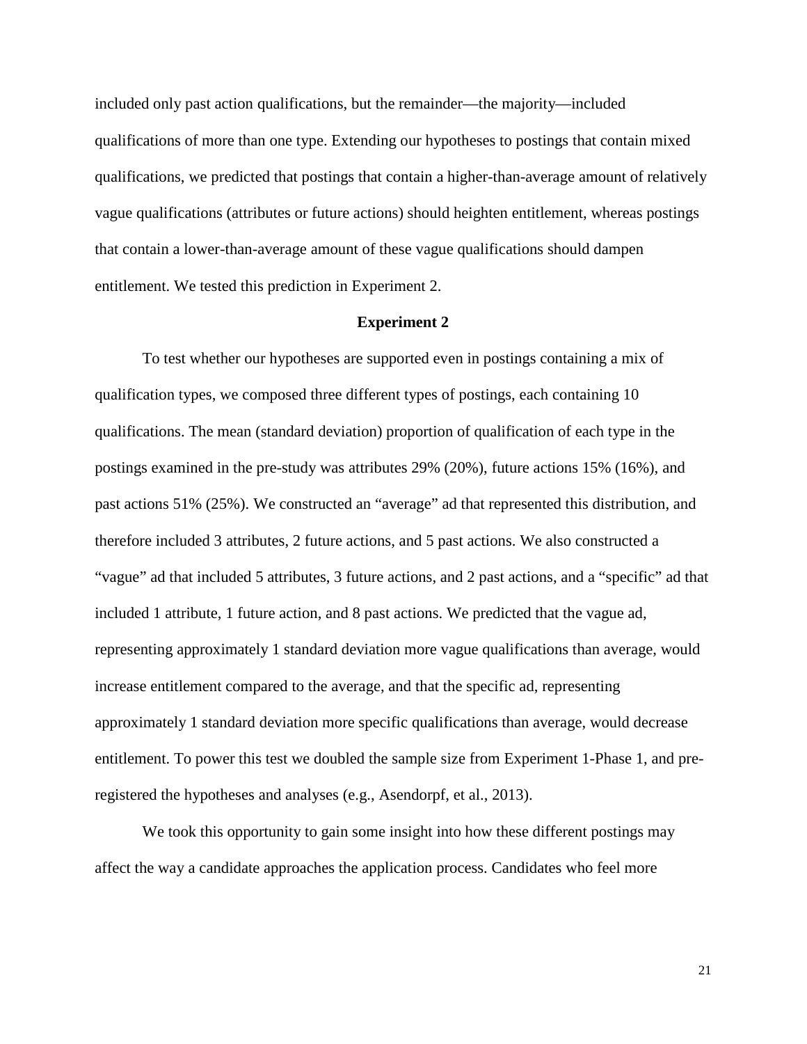included only past action qualifications, but the remainder—the majority—included qualifications of more than one type. Extending our hypotheses to postings that contain mixed qualifications, we predicted that postings that contain a higher-than-average amount of relatively vague qualifications (attributes or future actions) should heighten entitlement, whereas postings that contain a lower-than-average amount of these vague qualifications should dampen entitlement. We tested this prediction in Experiment 2.

## Experiment 2

To test whether our hypotheses are supported even in postings containing a mix of qualification types, we composed three different types of postings, each containing 10 qualifications. The mean (standard deviation) proportion of qualification of each type in the postings examined in the pre-study was attributes 29% (20%), future actions 15% (16%), and past actions 51% (25%). We constructed an "average" ad that represented this distribution, and therefore included 3 attributes, 2 future actions, and 5 past actions. We also constructed a "vague" ad that included 5 attributes, 3 future actions, and 2 past actions, and a "specific" ad that included 1 attribute, 1 future action, and 8 past actions. We predicted that the vague ad, representing approximately 1 standard deviation more vague qualifications than average, would increase entitlement compared to the average, and that the specific ad, representing approximately 1 standard deviation more specific qualifications than average, would decrease entitlement. To power this test we doubled the sample size from Experiment 1-Phase 1, and pre-registered the hypotheses and analyses (e.g., Asendorpf, et al., 2013).

We took this opportunity to gain some insight into how these different postings may affect the way a candidate approaches the application process. Candidates who feel more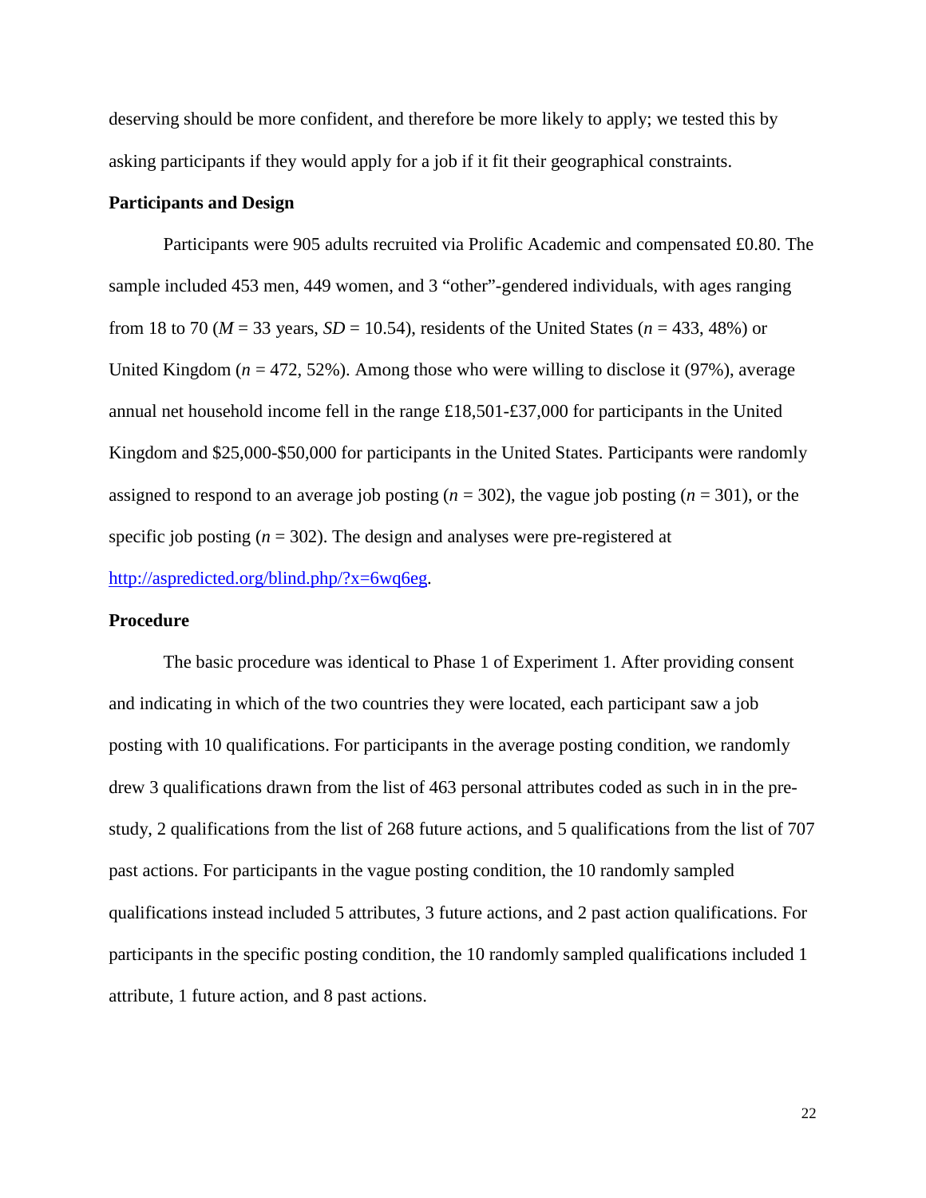deserving should be more confident, and therefore be more likely to apply; we tested this by asking participants if they would apply for a job if it fit their geographical constraints.

**Participants and Design**

Participants were 905 adults recruited via Prolific Academic and compensated £0.80. The sample included 453 men, 449 women, and 3 "other"-gendered individuals, with ages ranging from 18 to 70 ($M$ = 33 years, $SD$ = 10.54), residents of the United States ($n$ = 433, 48%) or United Kingdom ($n$ = 472, 52%). Among those who were willing to disclose it (97%), average annual net household income fell in the range £18,501-£37,000 for participants in the United Kingdom and $25,000-$50,000 for participants in the United States. Participants were randomly assigned to respond to an average job posting ($n$ = 302), the vague job posting ($n$ = 301), or the specific job posting ($n$ = 302). The design and analyses were pre-registered at [http://aspredicted.org/blind.php/?x=6wq6eg](http://aspredicted.org/blind.php/?x=6wq6eg).

**Procedure**

The basic procedure was identical to Phase 1 of Experiment 1. After providing consent and indicating in which of the two countries they were located, each participant saw a job posting with 10 qualifications. For participants in the average posting condition, we randomly drew 3 qualifications drawn from the list of 463 personal attributes coded as such in in the pre-study, 2 qualifications from the list of 268 future actions, and 5 qualifications from the list of 707 past actions. For participants in the vague posting condition, the 10 randomly sampled qualifications instead included 5 attributes, 3 future actions, and 2 past action qualifications. For participants in the specific posting condition, the 10 randomly sampled qualifications included 1 attribute, 1 future action, and 8 past actions.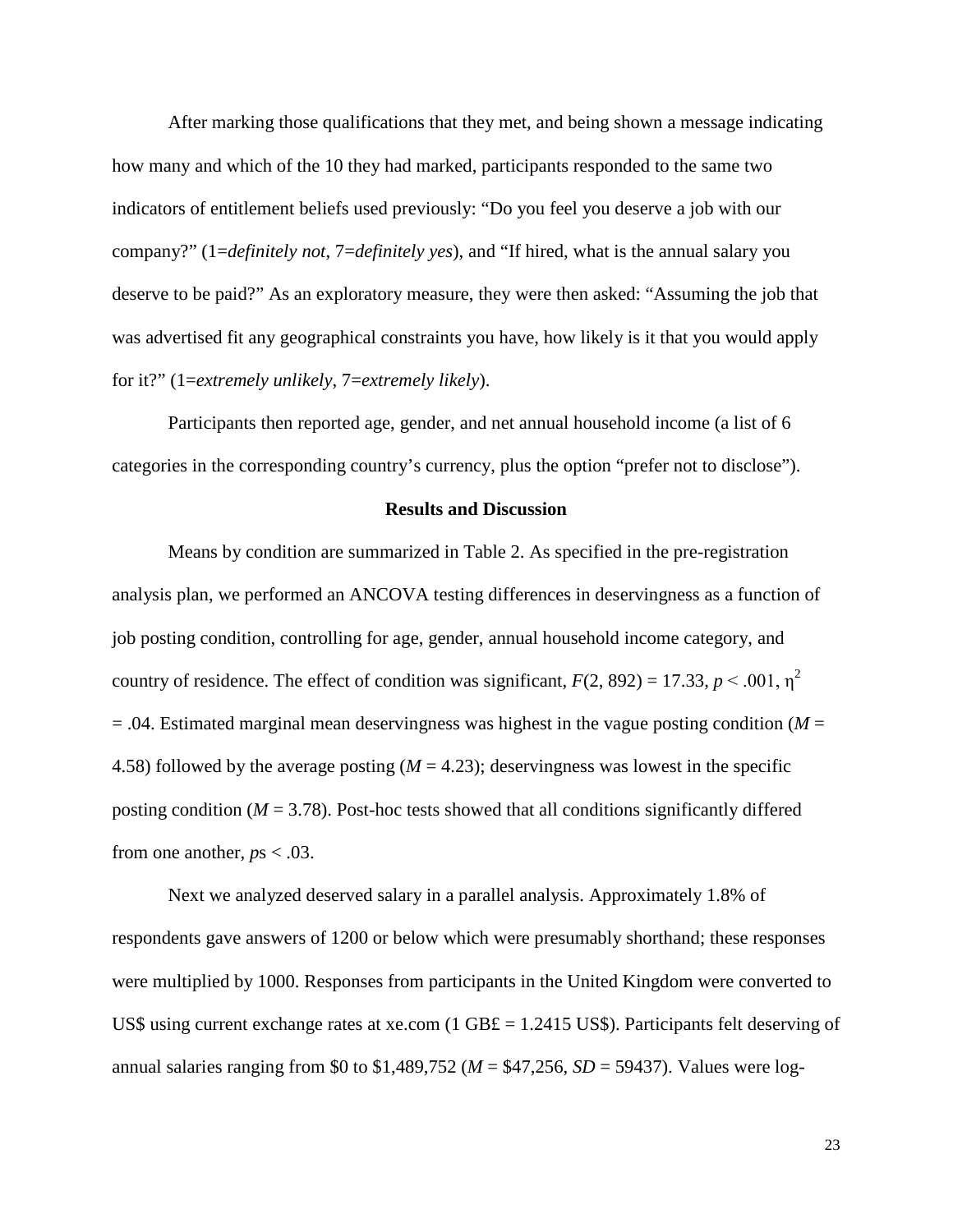After marking those qualifications that they met, and being shown a message indicating how many and which of the 10 they had marked, participants responded to the same two indicators of entitlement beliefs used previously: “Do you feel you deserve a job with our company?” (1=*definitely not*, 7=*definitely yes*), and “If hired, what is the annual salary you deserve to be paid?” As an exploratory measure, they were then asked: “Assuming the job that was advertised fit any geographical constraints you have, how likely is it that you would apply for it?” (1=*extremely unlikely*, 7=*extremely likely*).

Participants then reported age, gender, and net annual household income (a list of 6 categories in the corresponding country’s currency, plus the option “prefer not to disclose”).

## Results and Discussion

Means by condition are summarized in Table 2. As specified in the pre-registration analysis plan, we performed an ANCOVA testing differences in deservingness as a function of job posting condition, controlling for age, gender, annual household income category, and country of residence. The effect of condition was significant, $F(2, 892) = 17.33$, $p < .001$, $\eta^2 = .04$. Estimated marginal mean deservingness was highest in the vague posting condition ($M$ = 4.58) followed by the average posting ($M$ = 4.23); deservingness was lowest in the specific posting condition ($M$ = 3.78). Post-hoc tests showed that all conditions significantly differed from one another, $p$s < .03.

Next we analyzed deserved salary in a parallel analysis. Approximately 1.8% of respondents gave answers of 1200 or below which were presumably shorthand; these responses were multiplied by 1000. Responses from participants in the United Kingdom were converted to US$ using current exchange rates at xe.com (1 GB£ = 1.2415 US$). Participants felt deserving of annual salaries ranging from $0 to $1,489,752 ($M$ = $47,256, $SD$ = 59437). Values were log-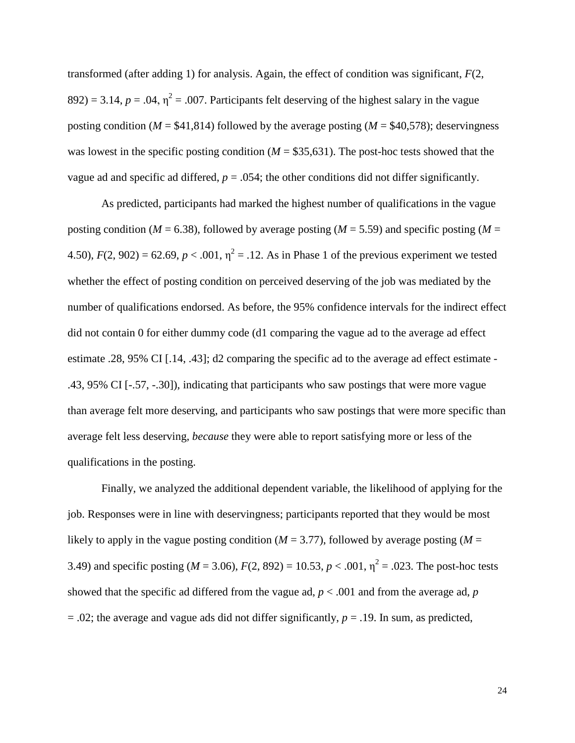transformed (after adding 1) for analysis. Again, the effect of condition was significant, $F(2, 892) = 3.14$, $p = .04$, $\eta^2 = .007$. Participants felt deserving of the highest salary in the vague posting condition ($M$ = $41,814) followed by the average posting ($M$ = $40,578); deservingness was lowest in the specific posting condition ($M$ = $35,631). The post-hoc tests showed that the vague ad and specific ad differed, $p = .054$; the other conditions did not differ significantly.

As predicted, participants had marked the highest number of qualifications in the vague posting condition ($M = 6.38$), followed by average posting ($M = 5.59$) and specific posting ($M = 4.50$), $F(2, 902) = 62.69$, $p < .001$, $\eta^2 = .12$. As in Phase 1 of the previous experiment we tested whether the effect of posting condition on perceived deserving of the job was mediated by the number of qualifications endorsed. As before, the 95% confidence intervals for the indirect effect did not contain 0 for either dummy code (d1 comparing the vague ad to the average ad effect estimate .28, 95% CI [.14, .43]; d2 comparing the specific ad to the average ad effect estimate -.43, 95% CI [-.57, -.30]), indicating that participants who saw postings that were more vague than average felt more deserving, and participants who saw postings that were more specific than average felt less deserving, *because* they were able to report satisfying more or less of the qualifications in the posting.

Finally, we analyzed the additional dependent variable, the likelihood of applying for the job. Responses were in line with deservingness; participants reported that they would be most likely to apply in the vague posting condition ($M = 3.77$), followed by average posting ($M = 3.49$) and specific posting ($M = 3.06$), $F(2, 892) = 10.53$, $p < .001$, $\eta^2 = .023$. The post-hoc tests showed that the specific ad differed from the vague ad, $p < .001$ and from the average ad, $p = .02$; the average and vague ads did not differ significantly, $p = .19$. In sum, as predicted,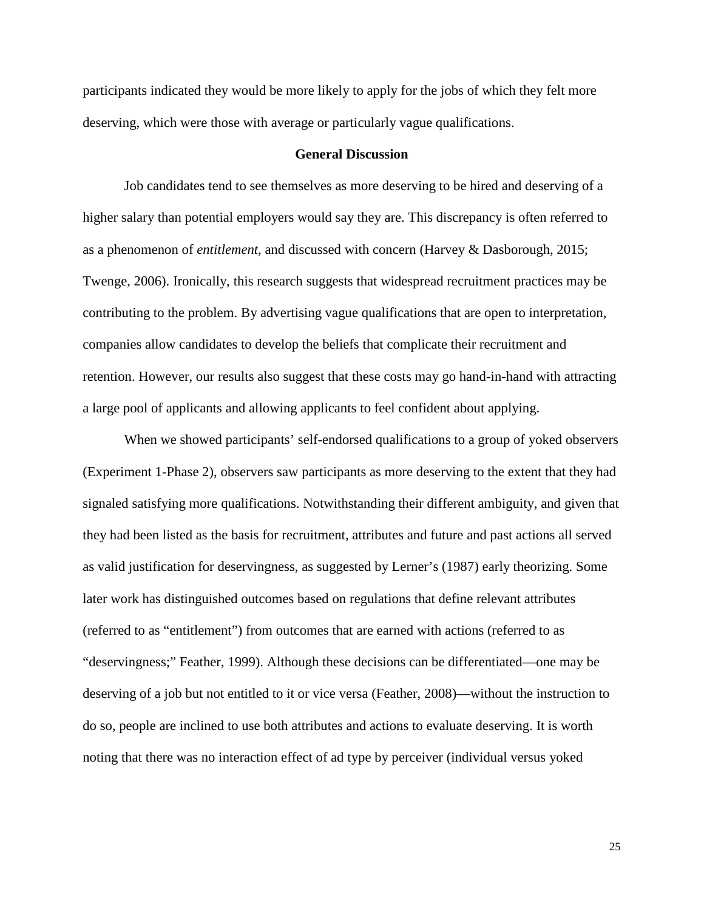participants indicated they would be more likely to apply for the jobs of which they felt more deserving, which were those with average or particularly vague qualifications.

## General Discussion

Job candidates tend to see themselves as more deserving to be hired and deserving of a higher salary than potential employers would say they are. This discrepancy is often referred to as a phenomenon of *entitlement*, and discussed with concern (Harvey & Dasborough, 2015; Twenge, 2006). Ironically, this research suggests that widespread recruitment practices may be contributing to the problem. By advertising vague qualifications that are open to interpretation, companies allow candidates to develop the beliefs that complicate their recruitment and retention. However, our results also suggest that these costs may go hand-in-hand with attracting a large pool of applicants and allowing applicants to feel confident about applying.

When we showed participants' self-endorsed qualifications to a group of yoked observers (Experiment 1-Phase 2), observers saw participants as more deserving to the extent that they had signaled satisfying more qualifications. Notwithstanding their different ambiguity, and given that they had been listed as the basis for recruitment, attributes and future and past actions all served as valid justification for deservingness, as suggested by Lerner's (1987) early theorizing. Some later work has distinguished outcomes based on regulations that define relevant attributes (referred to as "entitlement") from outcomes that are earned with actions (referred to as "deservingness;" Feather, 1999). Although these decisions can be differentiated—one may be deserving of a job but not entitled to it or vice versa (Feather, 2008)—without the instruction to do so, people are inclined to use both attributes and actions to evaluate deserving. It is worth noting that there was no interaction effect of ad type by perceiver (individual versus yoked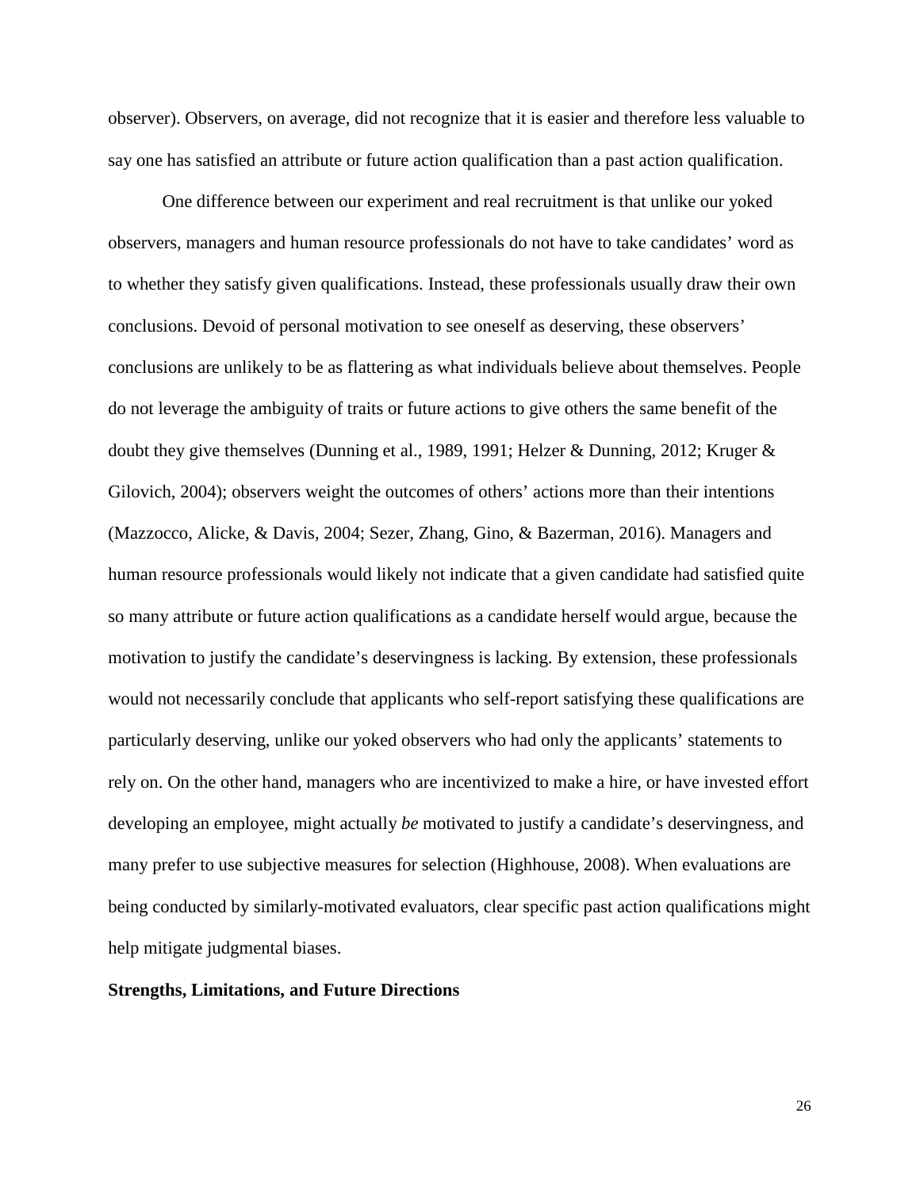observer). Observers, on average, did not recognize that it is easier and therefore less valuable to say one has satisfied an attribute or future action qualification than a past action qualification.

One difference between our experiment and real recruitment is that unlike our yoked observers, managers and human resource professionals do not have to take candidates' word as to whether they satisfy given qualifications. Instead, these professionals usually draw their own conclusions. Devoid of personal motivation to see oneself as deserving, these observers' conclusions are unlikely to be as flattering as what individuals believe about themselves. People do not leverage the ambiguity of traits or future actions to give others the same benefit of the doubt they give themselves (Dunning et al., 1989, 1991; Helzer & Dunning, 2012; Kruger & Gilovich, 2004); observers weight the outcomes of others' actions more than their intentions (Mazzocco, Alicke, & Davis, 2004; Sezer, Zhang, Gino, & Bazerman, 2016). Managers and human resource professionals would likely not indicate that a given candidate had satisfied quite so many attribute or future action qualifications as a candidate herself would argue, because the motivation to justify the candidate's deservingness is lacking. By extension, these professionals would not necessarily conclude that applicants who self-report satisfying these qualifications are particularly deserving, unlike our yoked observers who had only the applicants' statements to rely on. On the other hand, managers who are incentivized to make a hire, or have invested effort developing an employee, might actually *be* motivated to justify a candidate's deservingness, and many prefer to use subjective measures for selection (Highhouse, 2008). When evaluations are being conducted by similarly-motivated evaluators, clear specific past action qualifications might help mitigate judgmental biases.

## Strengths, Limitations, and Future Directions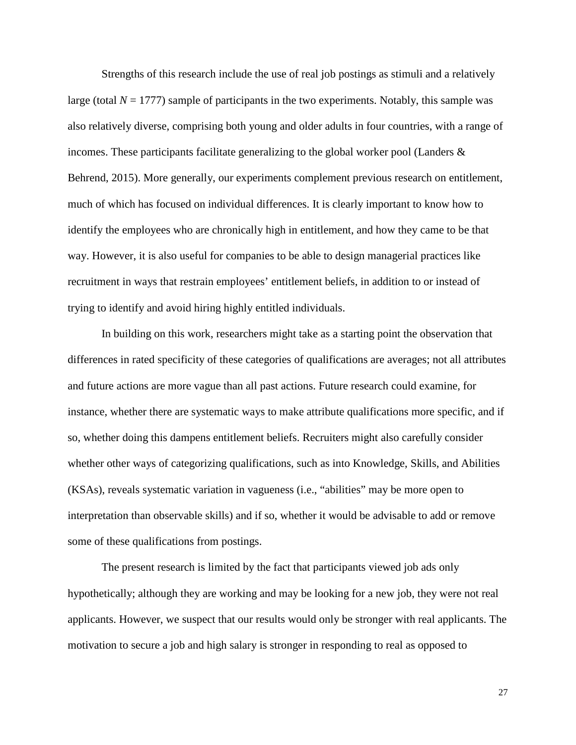Strengths of this research include the use of real job postings as stimuli and a relatively large (total $N = 1777$) sample of participants in the two experiments. Notably, this sample was also relatively diverse, comprising both young and older adults in four countries, with a range of incomes. These participants facilitate generalizing to the global worker pool (Landers & Behrend, 2015). More generally, our experiments complement previous research on entitlement, much of which has focused on individual differences. It is clearly important to know how to identify the employees who are chronically high in entitlement, and how they came to be that way. However, it is also useful for companies to be able to design managerial practices like recruitment in ways that restrain employees' entitlement beliefs, in addition to or instead of trying to identify and avoid hiring highly entitled individuals.

In building on this work, researchers might take as a starting point the observation that differences in rated specificity of these categories of qualifications are averages; not all attributes and future actions are more vague than all past actions. Future research could examine, for instance, whether there are systematic ways to make attribute qualifications more specific, and if so, whether doing this dampens entitlement beliefs. Recruiters might also carefully consider whether other ways of categorizing qualifications, such as into Knowledge, Skills, and Abilities (KSAs), reveals systematic variation in vagueness (i.e., "abilities" may be more open to interpretation than observable skills) and if so, whether it would be advisable to add or remove some of these qualifications from postings.

The present research is limited by the fact that participants viewed job ads only hypothetically; although they are working and may be looking for a new job, they were not real applicants. However, we suspect that our results would only be stronger with real applicants. The motivation to secure a job and high salary is stronger in responding to real as opposed to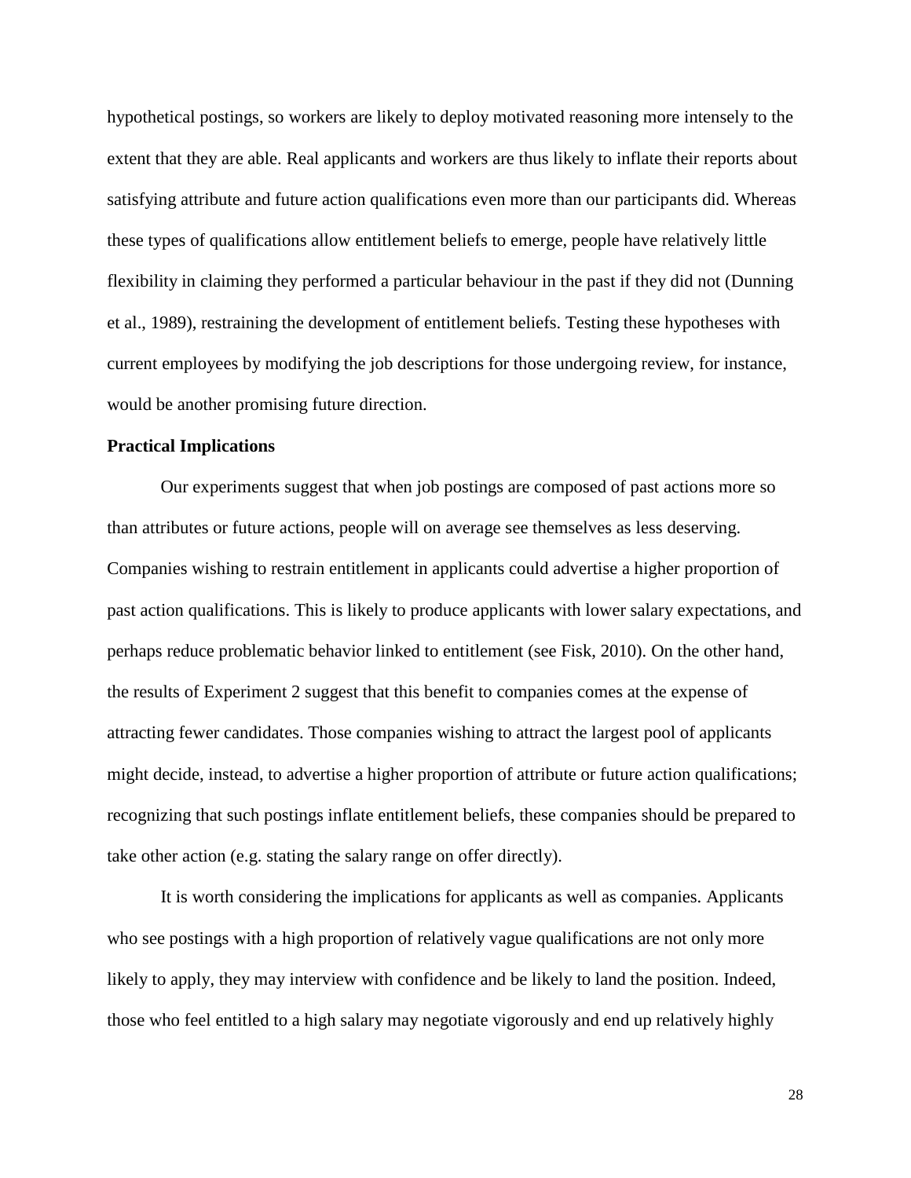hypothetical postings, so workers are likely to deploy motivated reasoning more intensely to the extent that they are able. Real applicants and workers are thus likely to inflate their reports about satisfying attribute and future action qualifications even more than our participants did. Whereas these types of qualifications allow entitlement beliefs to emerge, people have relatively little flexibility in claiming they performed a particular behaviour in the past if they did not (Dunning et al., 1989), restraining the development of entitlement beliefs. Testing these hypotheses with current employees by modifying the job descriptions for those undergoing review, for instance, would be another promising future direction.

**Practical Implications**

Our experiments suggest that when job postings are composed of past actions more so than attributes or future actions, people will on average see themselves as less deserving. Companies wishing to restrain entitlement in applicants could advertise a higher proportion of past action qualifications. This is likely to produce applicants with lower salary expectations, and perhaps reduce problematic behavior linked to entitlement (see Fisk, 2010). On the other hand, the results of Experiment 2 suggest that this benefit to companies comes at the expense of attracting fewer candidates. Those companies wishing to attract the largest pool of applicants might decide, instead, to advertise a higher proportion of attribute or future action qualifications; recognizing that such postings inflate entitlement beliefs, these companies should be prepared to take other action (e.g. stating the salary range on offer directly).

It is worth considering the implications for applicants as well as companies. Applicants who see postings with a high proportion of relatively vague qualifications are not only more likely to apply, they may interview with confidence and be likely to land the position. Indeed, those who feel entitled to a high salary may negotiate vigorously and end up relatively highly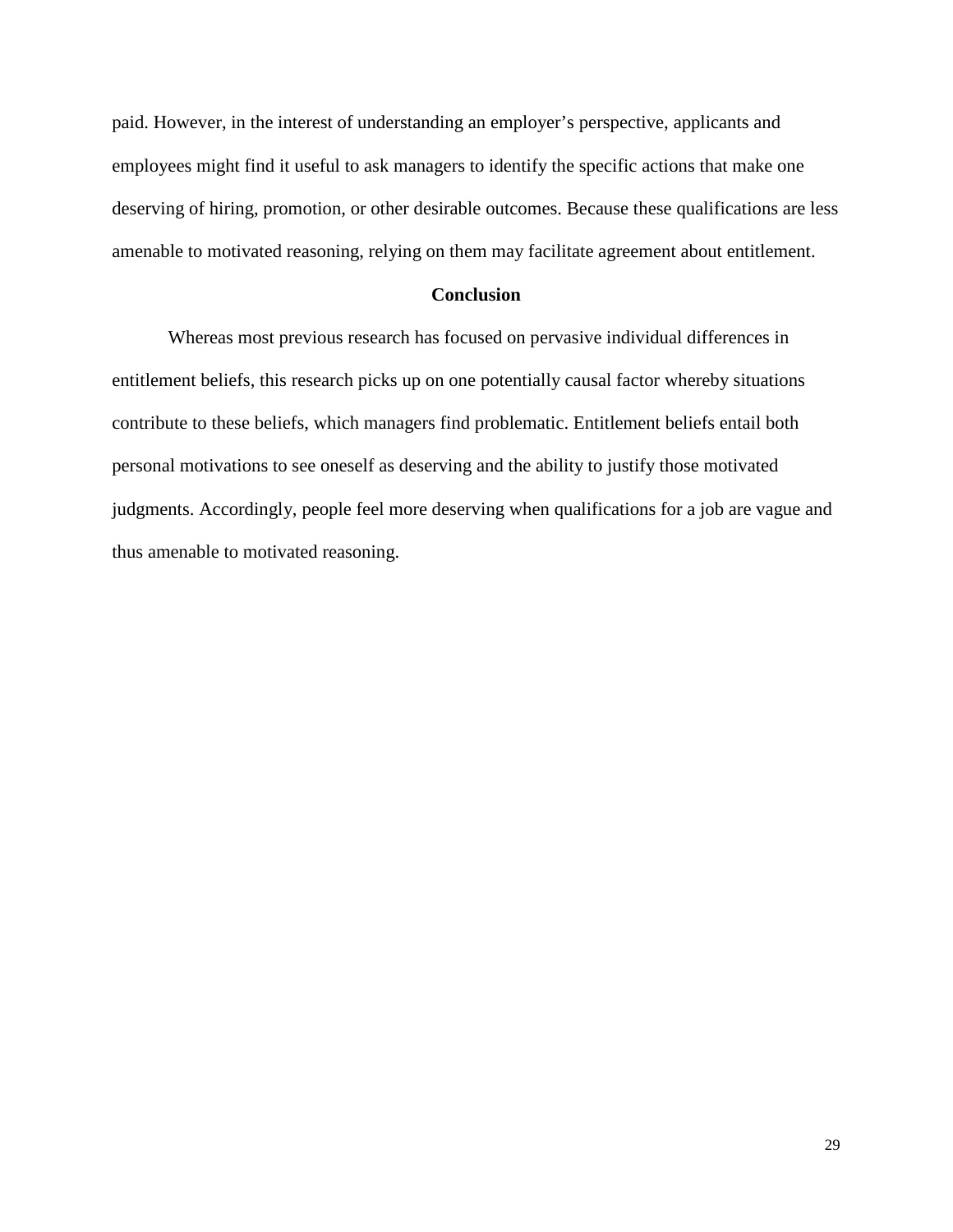paid. However, in the interest of understanding an employer's perspective, applicants and employees might find it useful to ask managers to identify the specific actions that make one deserving of hiring, promotion, or other desirable outcomes. Because these qualifications are less amenable to motivated reasoning, relying on them may facilitate agreement about entitlement.

## Conclusion

Whereas most previous research has focused on pervasive individual differences in entitlement beliefs, this research picks up on one potentially causal factor whereby situations contribute to these beliefs, which managers find problematic. Entitlement beliefs entail both personal motivations to see oneself as deserving and the ability to justify those motivated judgments. Accordingly, people feel more deserving when qualifications for a job are vague and thus amenable to motivated reasoning.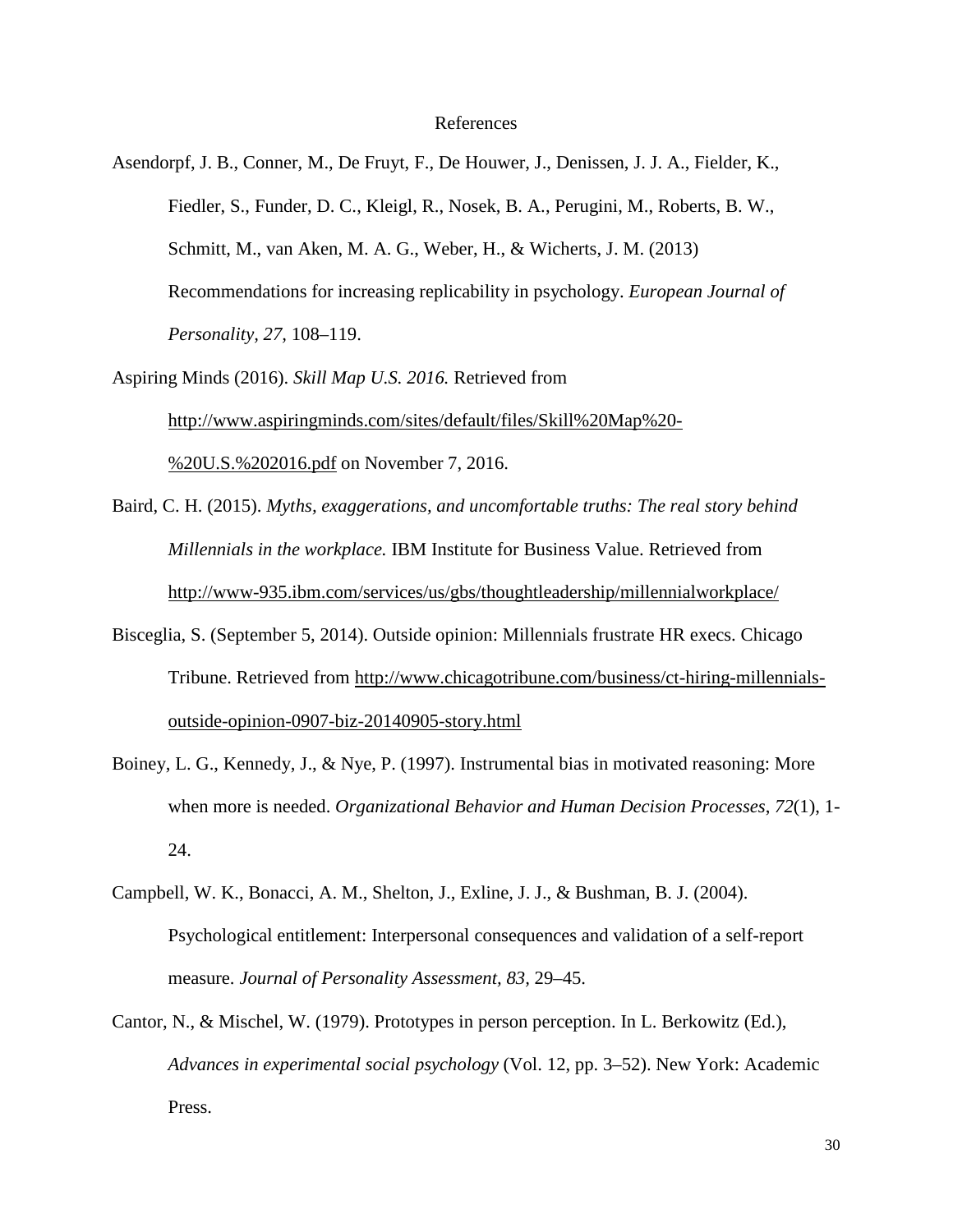# References

Asendorpf, J. B., Conner, M., De Fruyt, F., De Houwer, J., Denissen, J. J. A., Fielder, K., Fiedler, S., Funder, D. C., Kleigl, R., Nosek, B. A., Perugini, M., Roberts, B. W., Schmitt, M., van Aken, M. A. G., Weber, H., & Wicherts, J. M. (2013) Recommendations for increasing replicability in psychology. *European Journal of Personality, 27*, 108–119.

Aspiring Minds (2016). *Skill Map U.S. 2016.* Retrieved from http://www.aspiringminds.com/sites/default/files/Skill%20Map%20-%20U.S.%202016.pdf on November 7, 2016.

Baird, C. H. (2015). *Myths, exaggerations, and uncomfortable truths: The real story behind Millennials in the workplace.* IBM Institute for Business Value. Retrieved from http://www-935.ibm.com/services/us/gbs/thoughtleadership/millennialworkplace/

Bisceglia, S. (September 5, 2014). Outside opinion: Millennials frustrate HR execs. Chicago Tribune. Retrieved from http://www.chicagotribune.com/business/ct-hiring-millennials-outside-opinion-0907-biz-20140905-story.html

Boiney, L. G., Kennedy, J., & Nye, P. (1997). Instrumental bias in motivated reasoning: More when more is needed. *Organizational Behavior and Human Decision Processes*, *72*(1), 1-24.

Campbell, W. K., Bonacci, A. M., Shelton, J., Exline, J. J., & Bushman, B. J. (2004). Psychological entitlement: Interpersonal consequences and validation of a self-report measure. *Journal of Personality Assessment, 83*, 29–45.

Cantor, N., & Mischel, W. (1979). Prototypes in person perception. In L. Berkowitz (Ed.), *Advances in experimental social psychology* (Vol. 12, pp. 3–52). New York: Academic Press.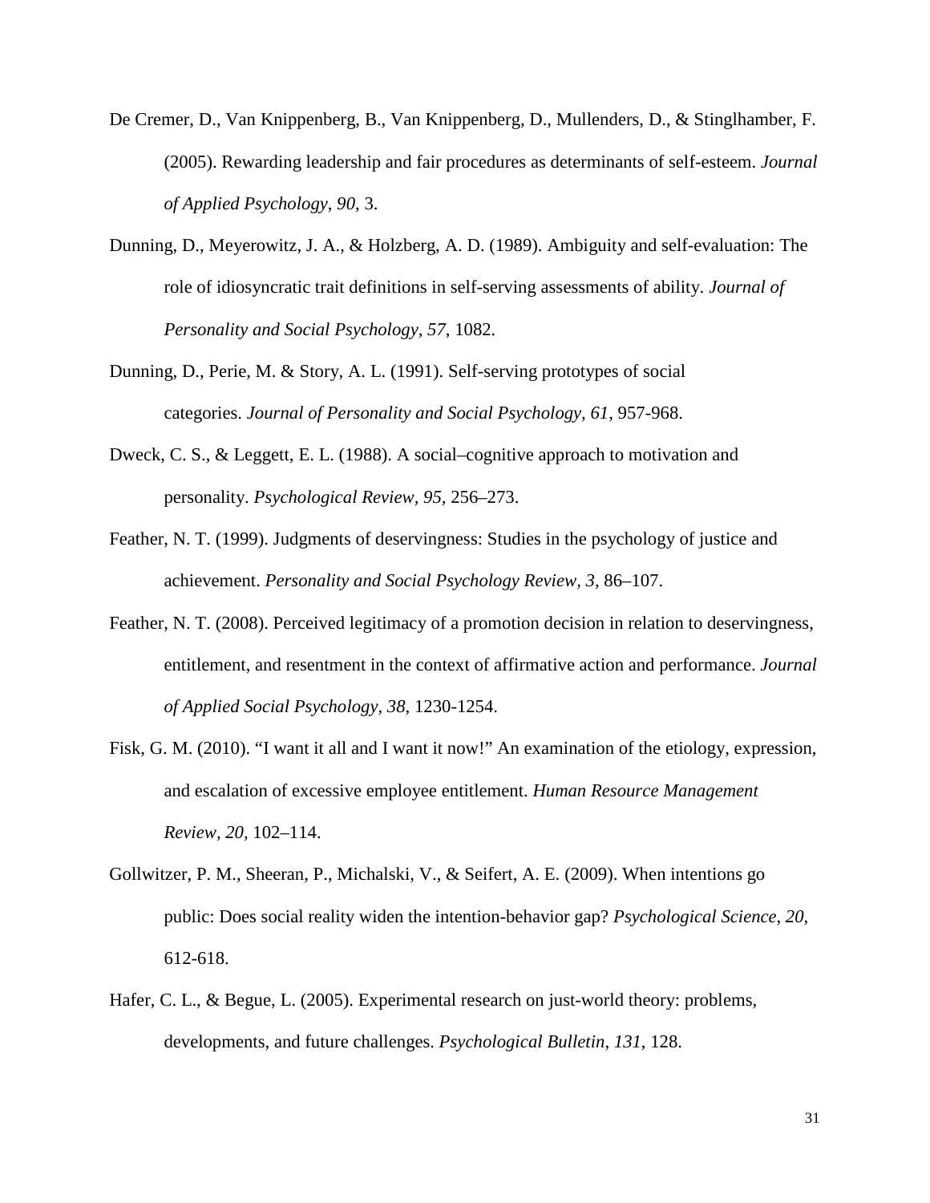De Cremer, D., Van Knippenberg, B., Van Knippenberg, D., Mullenders, D., & Stinglhamber, F. (2005). Rewarding leadership and fair procedures as determinants of self-esteem. *Journal of Applied Psychology*, *90*, 3.

Dunning, D., Meyerowitz, J. A., & Holzberg, A. D. (1989). Ambiguity and self-evaluation: The role of idiosyncratic trait definitions in self-serving assessments of ability. *Journal of Personality and Social Psychology*, *57*, 1082.

Dunning, D., Perie, M. & Story, A. L. (1991). Self-serving prototypes of social categories. *Journal of Personality and Social Psychology, 61*, 957-968.

Dweck, C. S., & Leggett, E. L. (1988). A social–cognitive approach to motivation and personality. *Psychological Review, 95,* 256–273.

Feather, N. T. (1999). Judgments of deservingness: Studies in the psychology of justice and achievement. *Personality and Social Psychology Review, 3,* 86–107.

Feather, N. T. (2008). Perceived legitimacy of a promotion decision in relation to deservingness, entitlement, and resentment in the context of affirmative action and performance. *Journal of Applied Social Psychology*, *38*, 1230-1254.

Fisk, G. M. (2010). "I want it all and I want it now!" An examination of the etiology, expression, and escalation of excessive employee entitlement. *Human Resource Management Review, 20,* 102–114.

Gollwitzer, P. M., Sheeran, P., Michalski, V., & Seifert, A. E. (2009). When intentions go public: Does social reality widen the intention-behavior gap? *Psychological Science*, *20*, 612-618.

Hafer, C. L., & Begue, L. (2005). Experimental research on just-world theory: problems, developments, and future challenges. *Psychological Bulletin*, *131*, 128.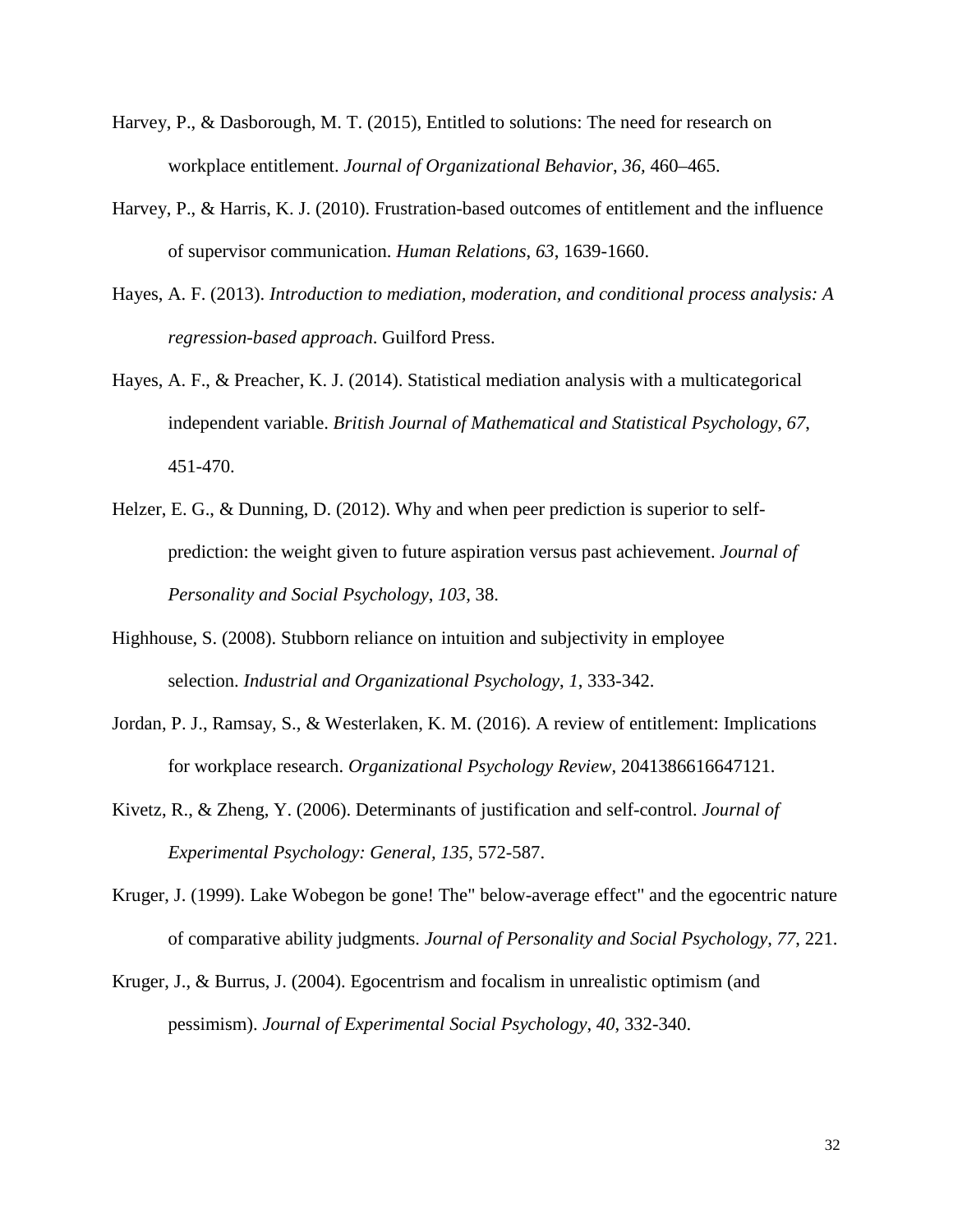Harvey, P., & Dasborough, M. T. (2015), Entitled to solutions: The need for research on workplace entitlement. *Journal of Organizational Behavior*, *36*, 460–465.

Harvey, P., & Harris, K. J. (2010). Frustration-based outcomes of entitlement and the influence of supervisor communication. *Human Relations*, *63*, 1639-1660.

Hayes, A. F. (2013). *Introduction to mediation, moderation, and conditional process analysis: A regression-based approach*. Guilford Press.

Hayes, A. F., & Preacher, K. J. (2014). Statistical mediation analysis with a multicategorical independent variable. *British Journal of Mathematical and Statistical Psychology*, *67*, 451-470.

Helzer, E. G., & Dunning, D. (2012). Why and when peer prediction is superior to self-prediction: the weight given to future aspiration versus past achievement. *Journal of Personality and Social Psychology*, *103*, 38.

Highhouse, S. (2008). Stubborn reliance on intuition and subjectivity in employee selection. *Industrial and Organizational Psychology*, *1*, 333-342.

Jordan, P. J., Ramsay, S., & Westerlaken, K. M. (2016). A review of entitlement: Implications for workplace research. *Organizational Psychology Review*, 2041386616647121.

Kivetz, R., & Zheng, Y. (2006). Determinants of justification and self-control. *Journal of Experimental Psychology: General*, *135*, 572-587.

Kruger, J. (1999). Lake Wobegon be gone! The" below-average effect" and the egocentric nature of comparative ability judgments. *Journal of Personality and Social Psychology*, *77*, 221.

Kruger, J., & Burrus, J. (2004). Egocentrism and focalism in unrealistic optimism (and pessimism). *Journal of Experimental Social Psychology*, *40*, 332-340.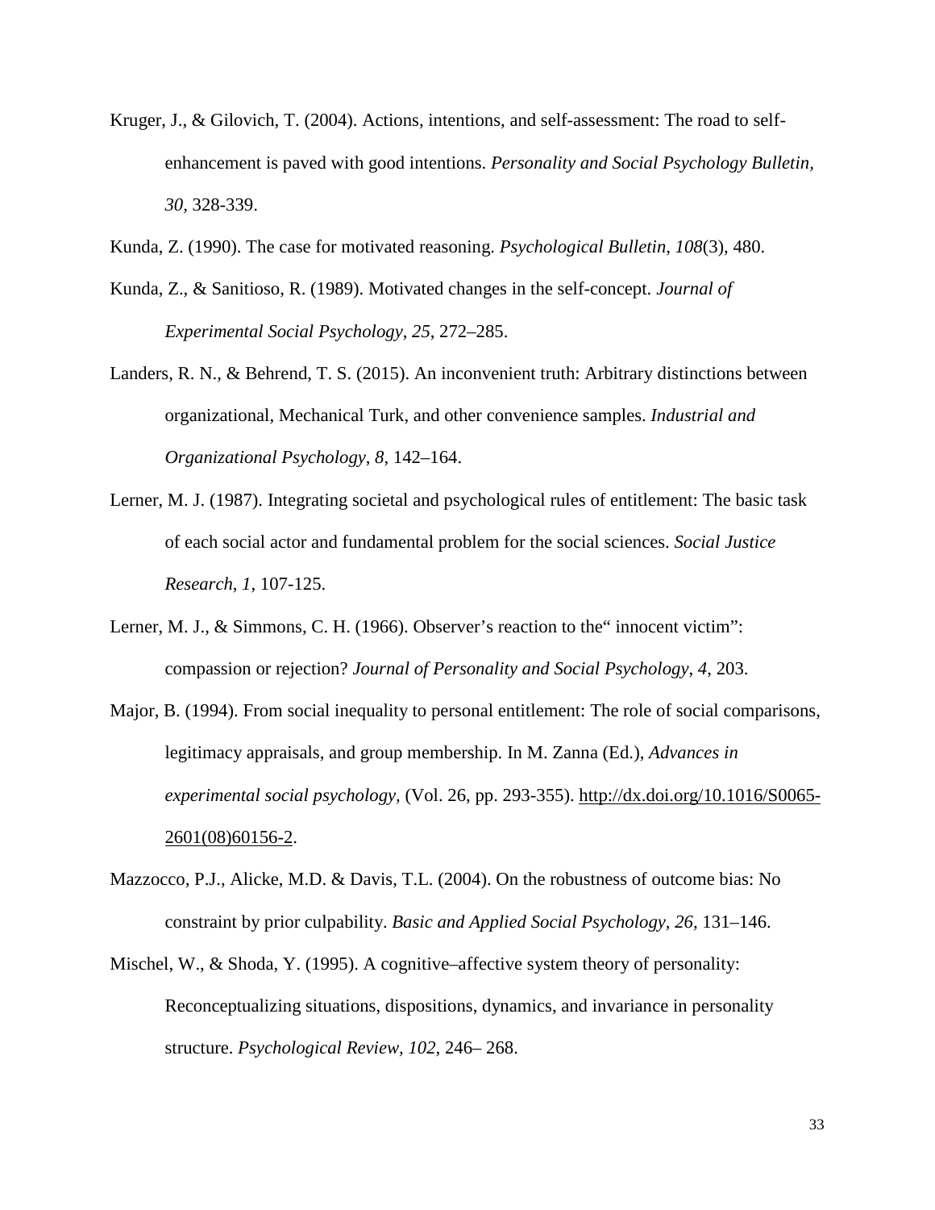Kruger, J., & Gilovich, T. (2004). Actions, intentions, and self-assessment: The road to self-enhancement is paved with good intentions. *Personality and Social Psychology Bulletin, 30,* 328-339.

Kunda, Z. (1990). The case for motivated reasoning. *Psychological Bulletin*, *108*(3), 480.

Kunda, Z., & Sanitioso, R. (1989). Motivated changes in the self-concept. *Journal of Experimental Social Psychology*, *25*, 272–285.

Landers, R. N., & Behrend, T. S. (2015). An inconvenient truth: Arbitrary distinctions between organizational, Mechanical Turk, and other convenience samples. *Industrial and Organizational Psychology*, *8*, 142–164.

Lerner, M. J. (1987). Integrating societal and psychological rules of entitlement: The basic task of each social actor and fundamental problem for the social sciences. *Social Justice Research*, *1*, 107-125.

Lerner, M. J., & Simmons, C. H. (1966). Observer's reaction to the" innocent victim": compassion or rejection? *Journal of Personality and Social Psychology*, *4*, 203.

Major, B. (1994). From social inequality to personal entitlement: The role of social comparisons, legitimacy appraisals, and group membership. In M. Zanna (Ed.), *Advances in experimental social psychology,* (Vol. 26, pp. 293-355). http://dx.doi.org/10.1016/S0065-2601(08)60156-2.

Mazzocco, P.J., Alicke, M.D. & Davis, T.L. (2004). On the robustness of outcome bias: No constraint by prior culpability. *Basic and Applied Social Psychology, 26,* 131–146.

Mischel, W., & Shoda, Y. (1995). A cognitive–affective system theory of personality: Reconceptualizing situations, dispositions, dynamics, and invariance in personality structure. *Psychological Review, 102,* 246– 268.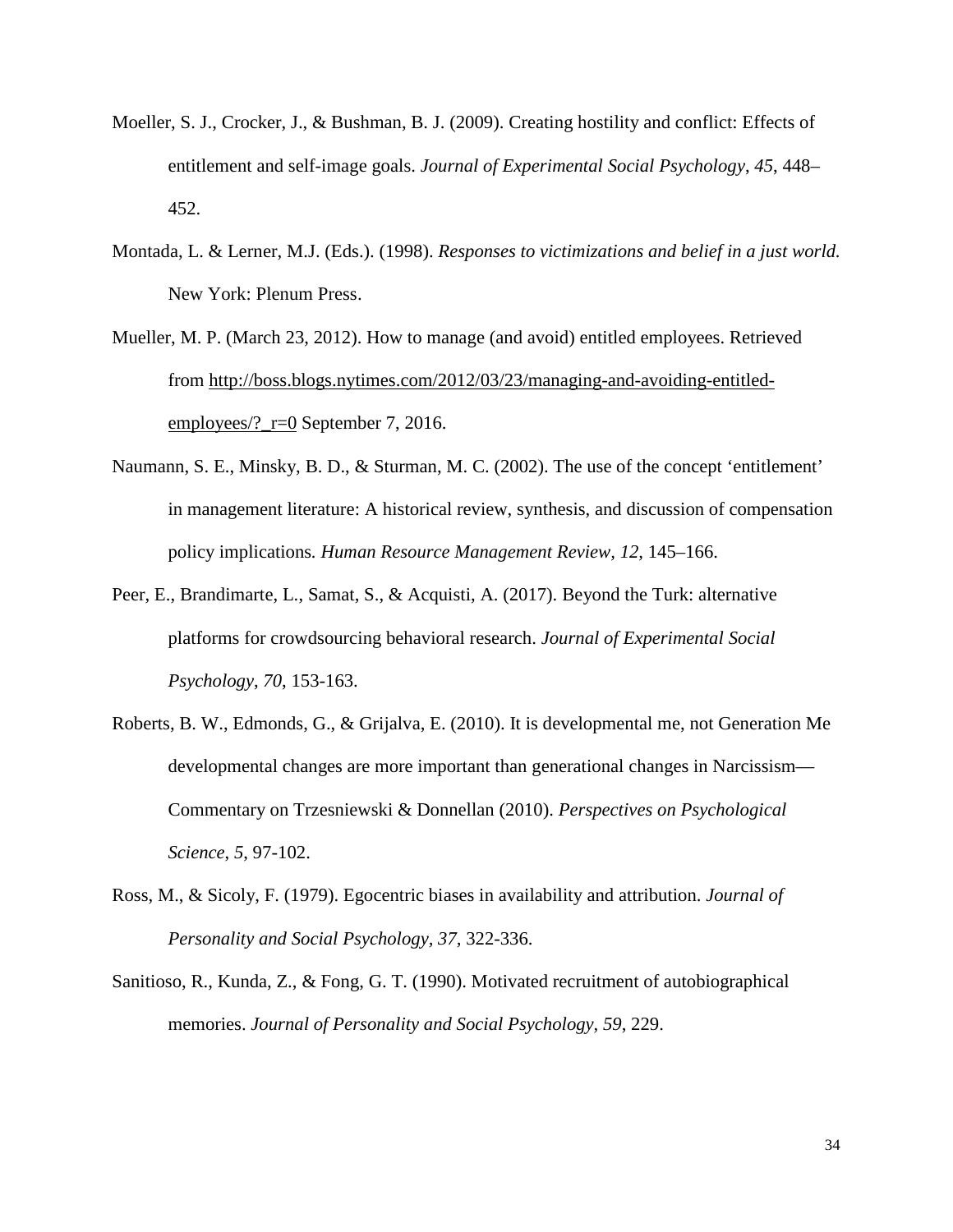Moeller, S. J., Crocker, J., & Bushman, B. J. (2009). Creating hostility and conflict: Effects of entitlement and self-image goals. *Journal of Experimental Social Psychology, 45*, 448–452.

Montada, L. & Lerner, M.J. (Eds.). (1998). *Responses to victimizations and belief in a just world.* New York: Plenum Press.

Mueller, M. P. (March 23, 2012). How to manage (and avoid) entitled employees. Retrieved from http://boss.blogs.nytimes.com/2012/03/23/managing-and-avoiding-entitled-employees/?_r=0 September 7, 2016.

Naumann, S. E., Minsky, B. D., & Sturman, M. C. (2002). The use of the concept 'entitlement' in management literature: A historical review, synthesis, and discussion of compensation policy implications. *Human Resource Management Review, 12,* 145–166.

Peer, E., Brandimarte, L., Samat, S., & Acquisti, A. (2017). Beyond the Turk: alternative platforms for crowdsourcing behavioral research. *Journal of Experimental Social Psychology*, *70*, 153-163.

Roberts, B. W., Edmonds, G., & Grijalva, E. (2010). It is developmental me, not Generation Me developmental changes are more important than generational changes in Narcissism—Commentary on Trzesniewski & Donnellan (2010). *Perspectives on Psychological Science*, *5*, 97-102.

Ross, M., & Sicoly, F. (1979). Egocentric biases in availability and attribution. *Journal of Personality and Social Psychology, 37,* 322-336.

Sanitioso, R., Kunda, Z., & Fong, G. T. (1990). Motivated recruitment of autobiographical memories. *Journal of Personality and Social Psychology*, *59*, 229.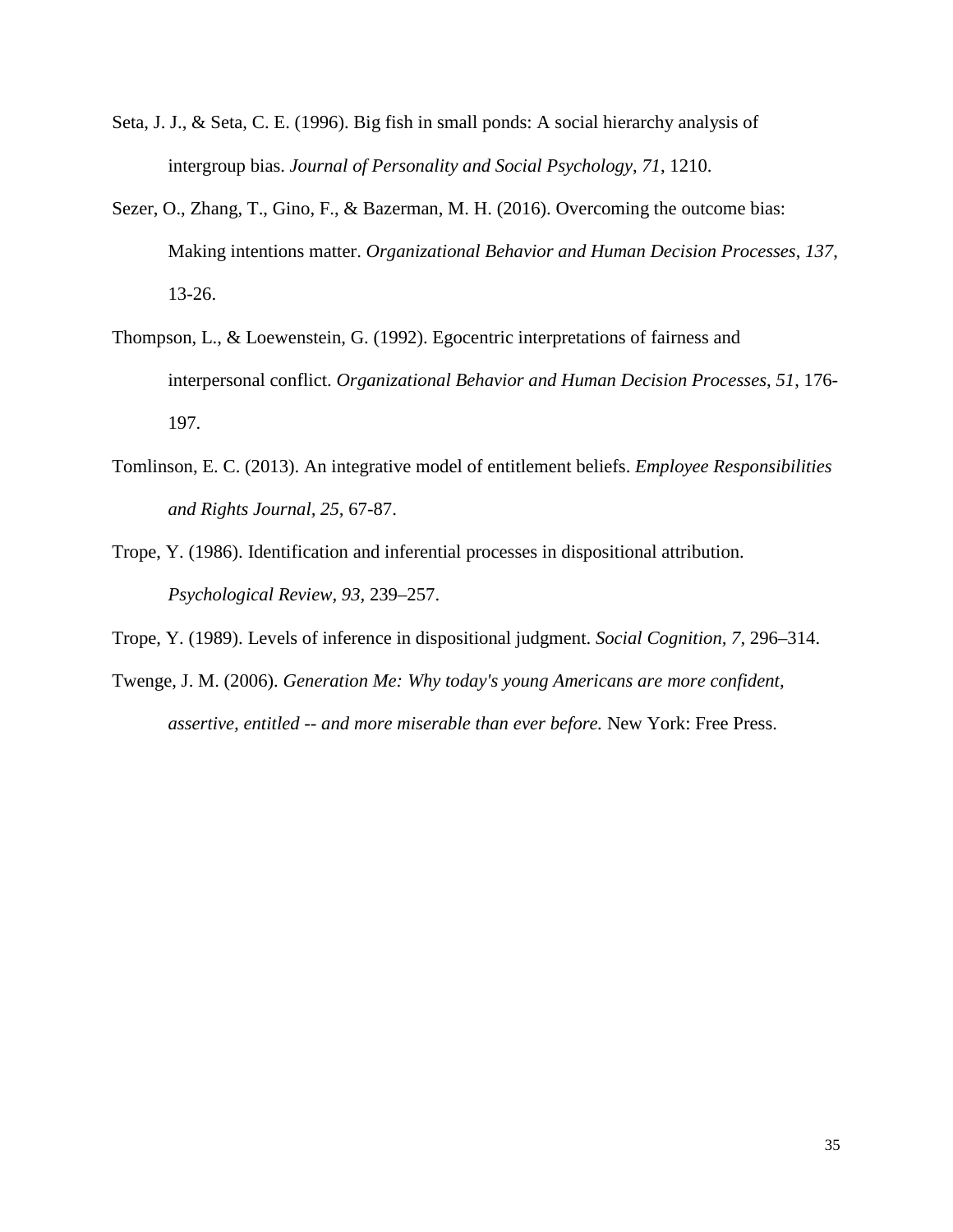Seta, J. J., & Seta, C. E. (1996). Big fish in small ponds: A social hierarchy analysis of intergroup bias. *Journal of Personality and Social Psychology*, *71*, 1210.

Sezer, O., Zhang, T., Gino, F., & Bazerman, M. H. (2016). Overcoming the outcome bias: Making intentions matter. *Organizational Behavior and Human Decision Processes*, *137*, 13-26.

Thompson, L., & Loewenstein, G. (1992). Egocentric interpretations of fairness and interpersonal conflict. *Organizational Behavior and Human Decision Processes*, *51*, 176-197.

Tomlinson, E. C. (2013). An integrative model of entitlement beliefs. *Employee Responsibilities and Rights Journal, 25,* 67-87.

Trope, Y. (1986). Identification and inferential processes in dispositional attribution. *Psychological Review, 93,* 239–257.

Trope, Y. (1989). Levels of inference in dispositional judgment. *Social Cognition, 7,* 296–314.

Twenge, J. M. (2006). *Generation Me: Why today's young Americans are more confident, assertive, entitled -- and more miserable than ever before.* New York: Free Press.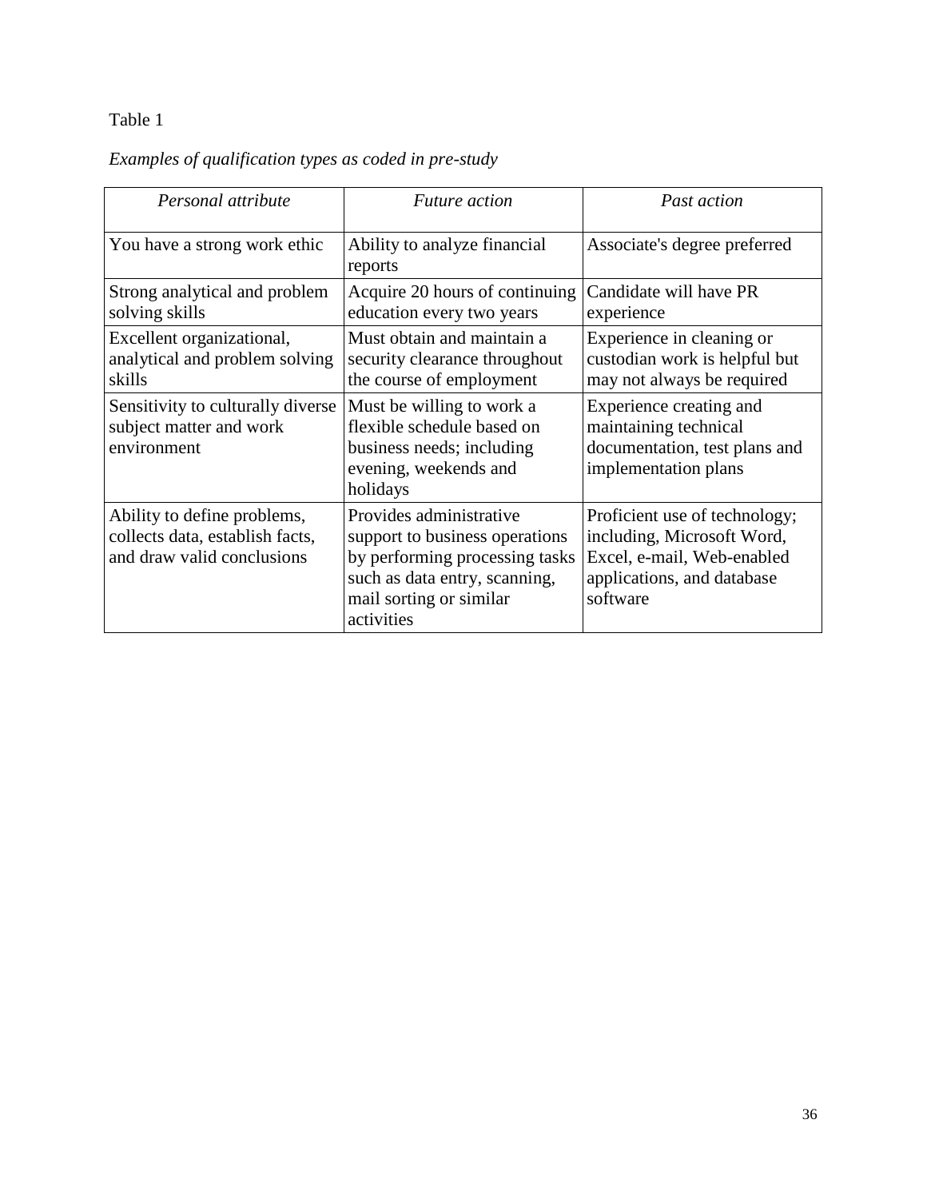Table 1

*Examples of qualification types as coded in pre-study*

| *Personal attribute* | *Future action* | *Past action* |
| --- | --- | --- |
| You have a strong work ethic | Ability to analyze financial reports | Associate's degree preferred |
| Strong analytical and problem solving skills | Acquire 20 hours of continuing education every two years | Candidate will have PR experience |
| Excellent organizational, analytical and problem solving skills | Must obtain and maintain a security clearance throughout the course of employment | Experience in cleaning or custodian work is helpful but may not always be required |
| Sensitivity to culturally diverse subject matter and work environment | Must be willing to work a flexible schedule based on business needs; including evening, weekends and holidays | Experience creating and maintaining technical documentation, test plans and implementation plans |
| Ability to define problems, collects data, establish facts, and draw valid conclusions | Provides administrative support to business operations by performing processing tasks such as data entry, scanning, mail sorting or similar activities | Proficient use of technology; including, Microsoft Word, Excel, e-mail, Web-enabled applications, and database software |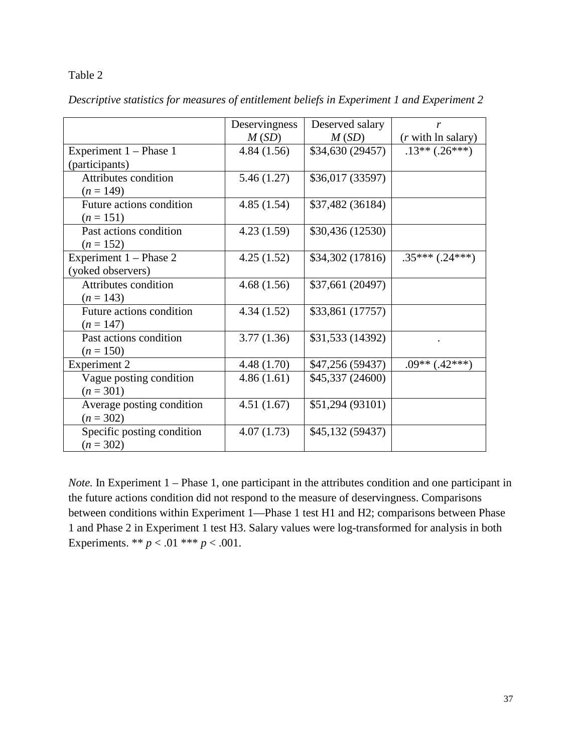Table 2

*Descriptive statistics for measures of entitlement beliefs in Experiment 1 and Experiment 2*

| | Deservingness $M$ ($SD$) | Deserved salary $M$ ($SD$) | $r$ ($r$ with ln salary) |
|---|---|---|---|
| Experiment 1 – Phase 1 (participants) | 4.84 (1.56) | $34,630 (29457) | .13** (.26***) |
| Attributes condition ($n$ = 149) | 5.46 (1.27) | $36,017 (33597) | |
| Future actions condition ($n$ = 151) | 4.85 (1.54) | $37,482 (36184) | |
| Past actions condition ($n$ = 152) | 4.23 (1.59) | $30,436 (12530) | |
| Experiment 1 – Phase 2 (yoked observers) | 4.25 (1.52) | $34,302 (17816) | .35*** (.24***) |
| Attributes condition ($n$ = 143) | 4.68 (1.56) | $37,661 (20497) | |
| Future actions condition ($n$ = 147) | 4.34 (1.52) | $33,861 (17757) | |
| Past actions condition ($n$ = 150) | 3.77 (1.36) | $31,533 (14392) | . |
| Experiment 2 | 4.48 (1.70) | $47,256 (59437) | .09** (.42***) |
| Vague posting condition ($n$ = 301) | 4.86 (1.61) | $45,337 (24600) | |
| Average posting condition ($n$ = 302) | 4.51 (1.67) | $51,294 (93101) | |
| Specific posting condition ($n$ = 302) | 4.07 (1.73) | $45,132 (59437) | |

*Note.* In Experiment 1 – Phase 1, one participant in the attributes condition and one participant in the future actions condition did not respond to the measure of deservingness. Comparisons between conditions within Experiment 1—Phase 1 test H1 and H2; comparisons between Phase 1 and Phase 2 in Experiment 1 test H3. Salary values were log-transformed for analysis in both Experiments. ** $p < .01$ *** $p < .001$.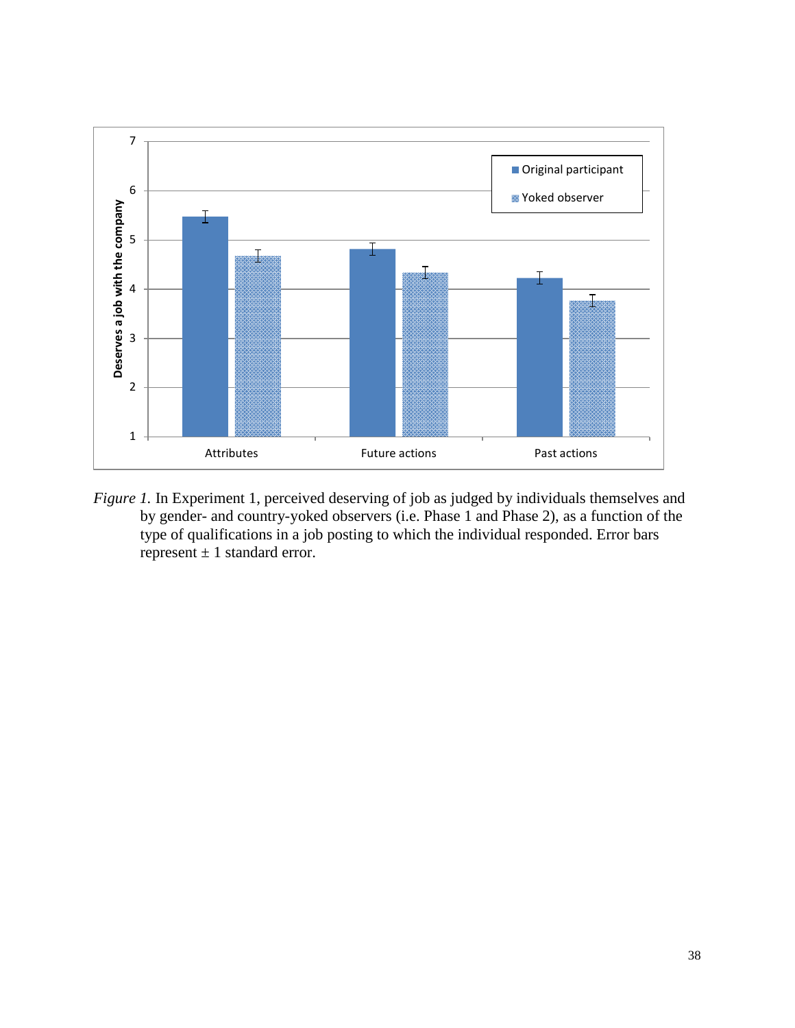*Figure 1.* In Experiment 1, perceived deserving of job as judged by individuals themselves and by gender- and country-yoked observers (i.e. Phase 1 and Phase 2), as a function of the type of qualifications in a job posting to which the individual responded. Error bars represent ± 1 standard error.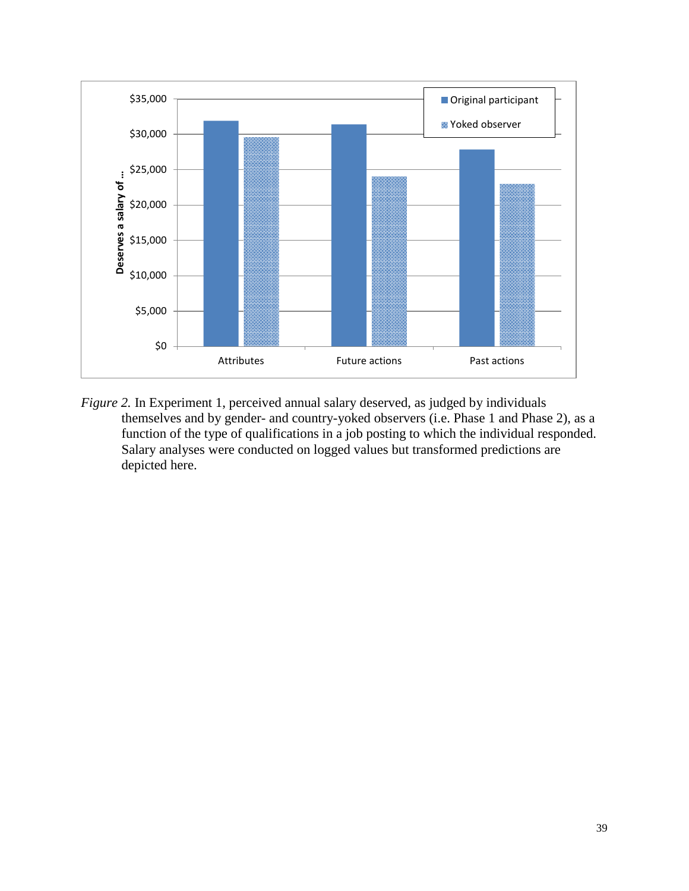$35,000
$30,000
$25,000
$20,000
$15,000
$10,000
$5,000
$0

Deserves a salary of ...

Attributes
Future actions
Past actions

Original participant
Yoked observer

*Figure 2.* In Experiment 1, perceived annual salary deserved, as judged by individuals themselves and by gender- and country-yoked observers (i.e. Phase 1 and Phase 2), as a function of the type of qualifications in a job posting to which the individual responded. Salary analyses were conducted on logged values but transformed predictions are depicted here.